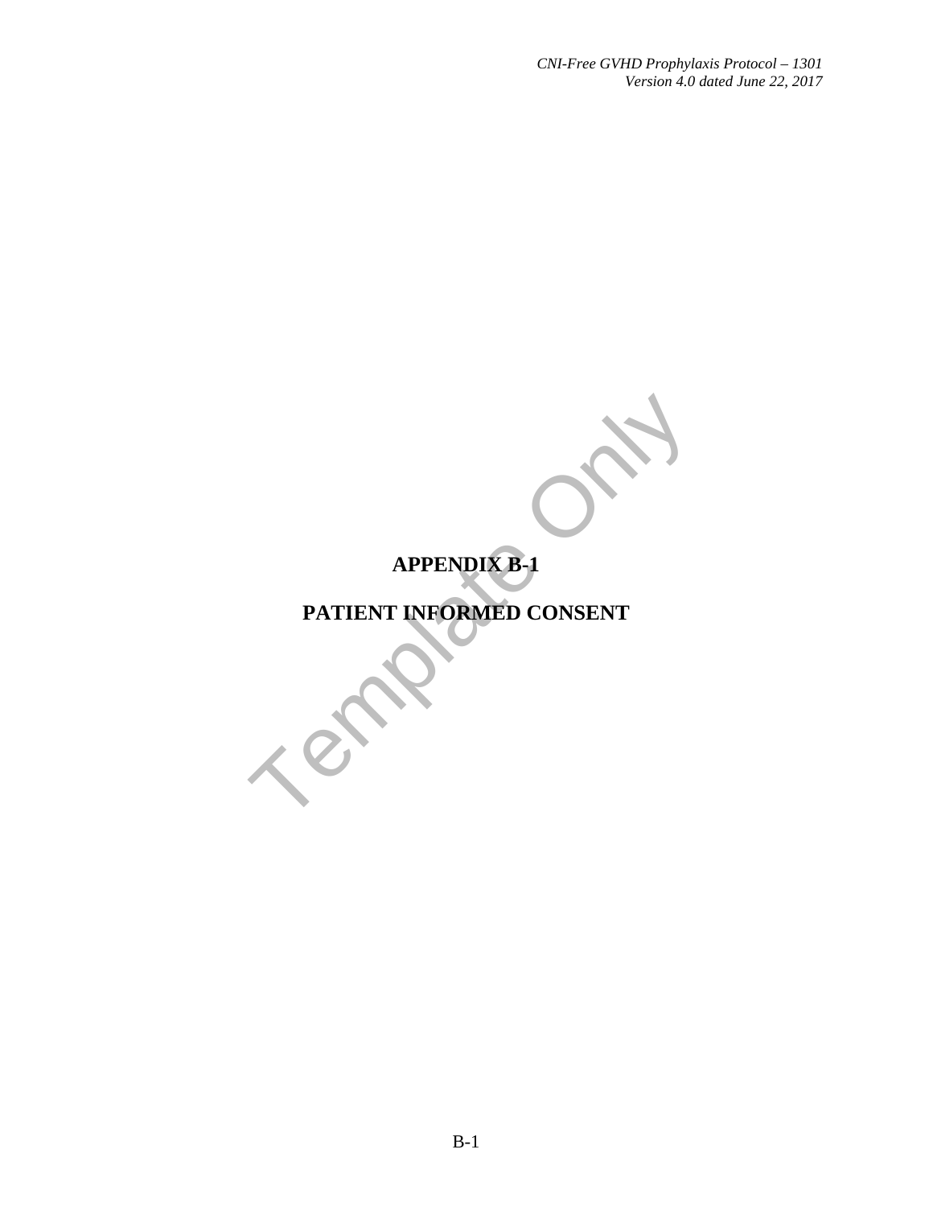# APPENDIX B-1

# PATIENT INFORMED CONSENT

Template Only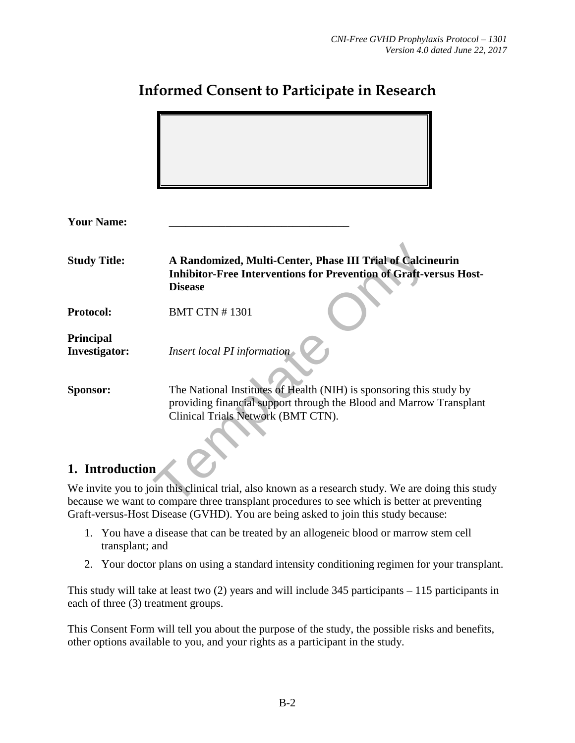# Informed Consent to Participate in Research

| | |
|---|---|
| **Your Name:** | _______________________________ |
| **Study Title:** | **A Randomized, Multi-Center, Phase III Trial of Calcineurin Inhibitor-Free Interventions for Prevention of Graft-versus Host-Disease** |
| **Protocol:** | BMT CTN # 1301 |
| **Principal Investigator:** | *Insert local PI information* |
| **Sponsor:** | The National Institutes of Health (NIH) is sponsoring this study by providing financial support through the Blood and Marrow Transplant Clinical Trials Network (BMT CTN). |

## 1. Introduction

We invite you to join this clinical trial, also known as a research study. We are doing this study because we want to compare three transplant procedures to see which is better at preventing Graft-versus-Host Disease (GVHD). You are being asked to join this study because:

1. You have a disease that can be treated by an allogeneic blood or marrow stem cell transplant; and
2. Your doctor plans on using a standard intensity conditioning regimen for your transplant.

This study will take at least two (2) years and will include 345 participants – 115 participants in each of three (3) treatment groups.

This Consent Form will tell you about the purpose of the study, the possible risks and benefits, other options available to you, and your rights as a participant in the study.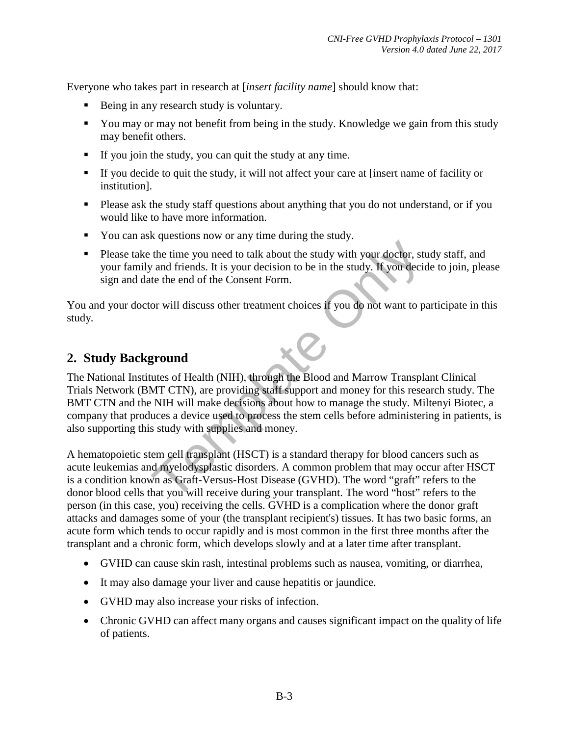Everyone who takes part in research at [*insert facility name*] should know that:

- Being in any research study is voluntary.
- You may or may not benefit from being in the study. Knowledge we gain from this study may benefit others.
- If you join the study, you can quit the study at any time.
- If you decide to quit the study, it will not affect your care at [insert name of facility or institution].
- Please ask the study staff questions about anything that you do not understand, or if you would like to have more information.
- You can ask questions now or any time during the study.
- Please take the time you need to talk about the study with your doctor, study staff, and your family and friends. It is your decision to be in the study. If you decide to join, please sign and date the end of the Consent Form.

You and your doctor will discuss other treatment choices if you do not want to participate in this study.

## 2. Study Background

The National Institutes of Health (NIH), through the Blood and Marrow Transplant Clinical Trials Network (BMT CTN), are providing staff support and money for this research study. The BMT CTN and the NIH will make decisions about how to manage the study. Miltenyi Biotec, a company that produces a device used to process the stem cells before administering in patients, is also supporting this study with supplies and money.

A hematopoietic stem cell transplant (HSCT) is a standard therapy for blood cancers such as acute leukemias and myelodysplastic disorders. A common problem that may occur after HSCT is a condition known as Graft-Versus-Host Disease (GVHD). The word "graft" refers to the donor blood cells that you will receive during your transplant. The word "host" refers to the person (in this case, you) receiving the cells. GVHD is a complication where the donor graft attacks and damages some of your (the transplant recipient's) tissues. It has two basic forms, an acute form which tends to occur rapidly and is most common in the first three months after the transplant and a chronic form, which develops slowly and at a later time after transplant.

- GVHD can cause skin rash, intestinal problems such as nausea, vomiting, or diarrhea,
- It may also damage your liver and cause hepatitis or jaundice.
- GVHD may also increase your risks of infection.
- Chronic GVHD can affect many organs and causes significant impact on the quality of life of patients.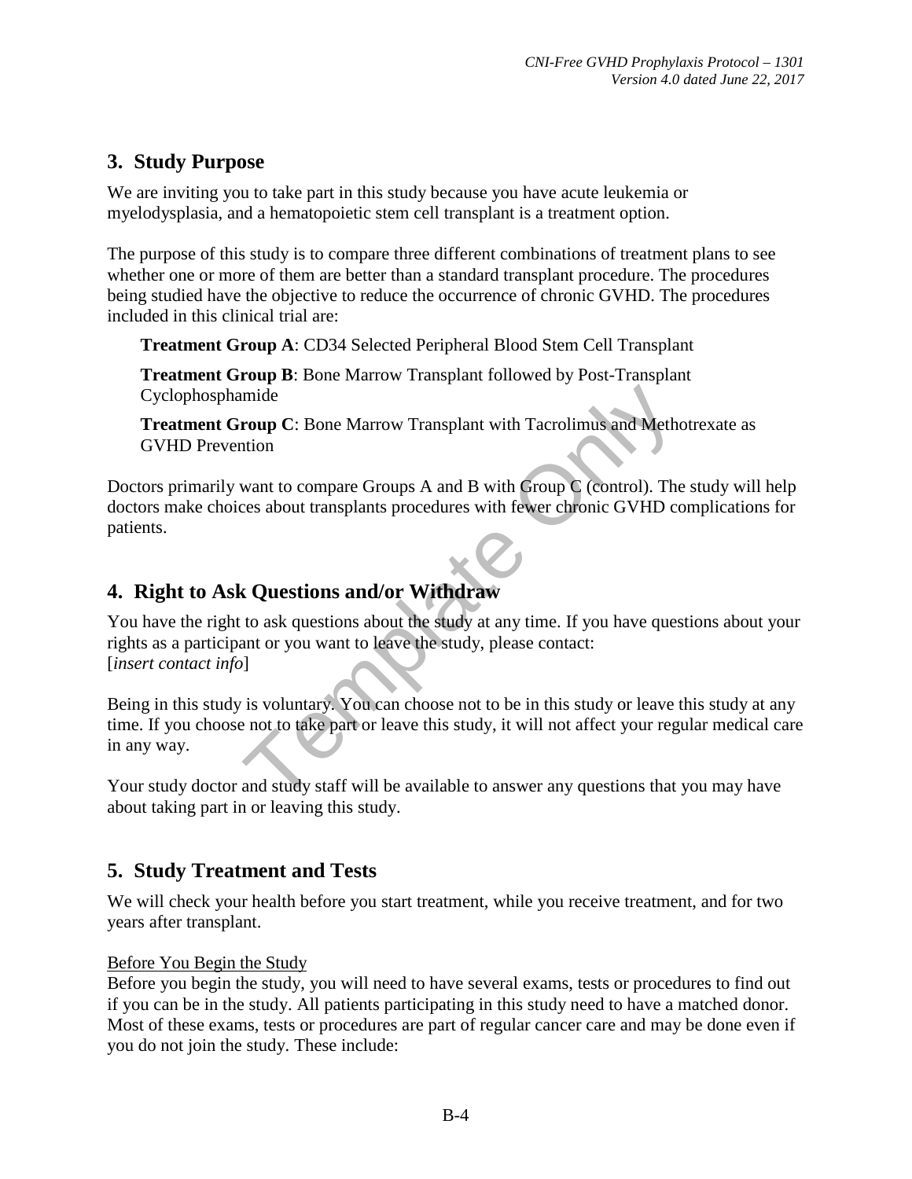## 3. Study Purpose

We are inviting you to take part in this study because you have acute leukemia or myelodysplasia, and a hematopoietic stem cell transplant is a treatment option.

The purpose of this study is to compare three different combinations of treatment plans to see whether one or more of them are better than a standard transplant procedure. The procedures being studied have the objective to reduce the occurrence of chronic GVHD. The procedures included in this clinical trial are:

**Treatment Group A**: CD34 Selected Peripheral Blood Stem Cell Transplant

**Treatment Group B**: Bone Marrow Transplant followed by Post-Transplant Cyclophosphamide

**Treatment Group C**: Bone Marrow Transplant with Tacrolimus and Methotrexate as GVHD Prevention

Doctors primarily want to compare Groups A and B with Group C (control). The study will help doctors make choices about transplants procedures with fewer chronic GVHD complications for patients.

## 4. Right to Ask Questions and/or Withdraw

You have the right to ask questions about the study at any time. If you have questions about your rights as a participant or you want to leave the study, please contact:
[*insert contact info*]

Being in this study is voluntary. You can choose not to be in this study or leave this study at any time. If you choose not to take part or leave this study, it will not affect your regular medical care in any way.

Your study doctor and study staff will be available to answer any questions that you may have about taking part in or leaving this study.

## 5. Study Treatment and Tests

We will check your health before you start treatment, while you receive treatment, and for two years after transplant.

Before You Begin the Study

Before you begin the study, you will need to have several exams, tests or procedures to find out if you can be in the study. All patients participating in this study need to have a matched donor. Most of these exams, tests or procedures are part of regular cancer care and may be done even if you do not join the study. These include: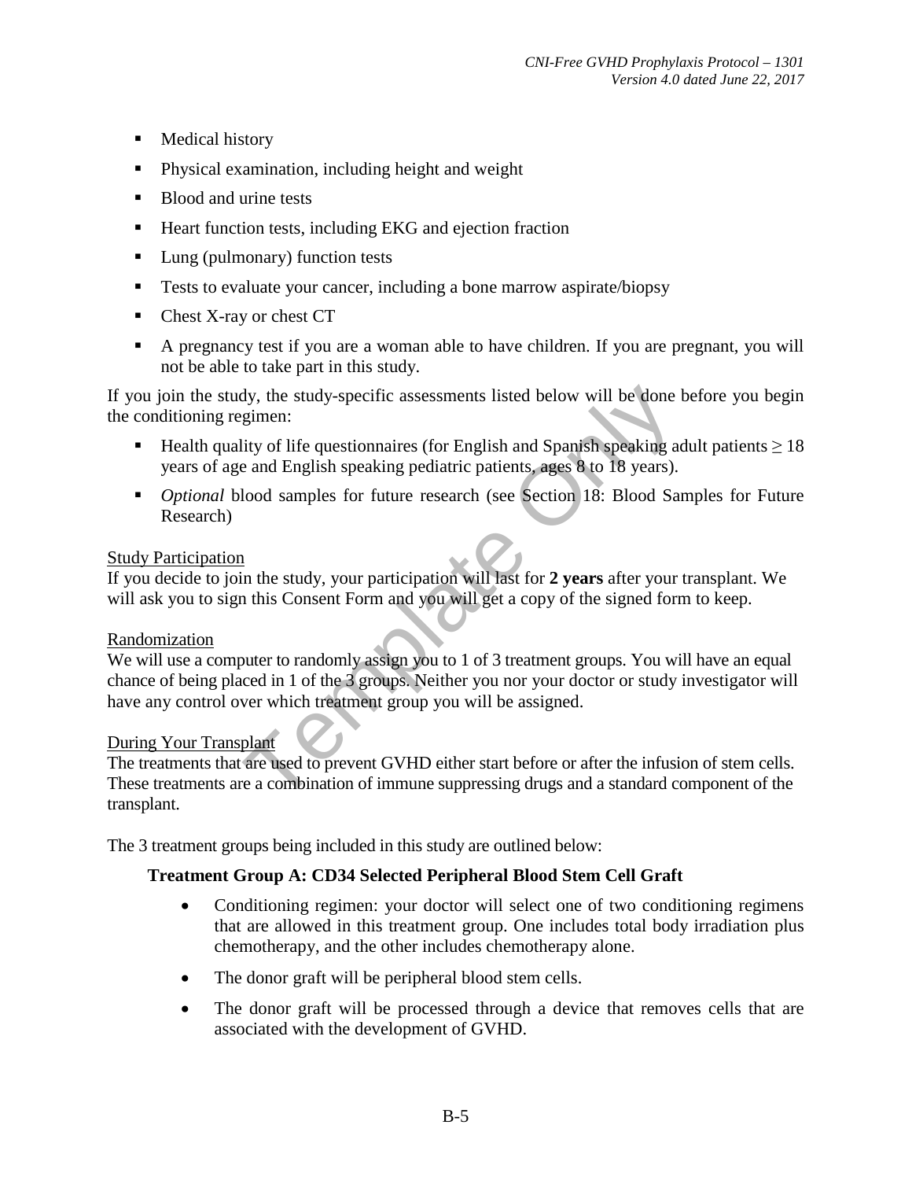- Medical history
- Physical examination, including height and weight
- Blood and urine tests
- Heart function tests, including EKG and ejection fraction
- Lung (pulmonary) function tests
- Tests to evaluate your cancer, including a bone marrow aspirate/biopsy
- Chest X-ray or chest CT
- A pregnancy test if you are a woman able to have children. If you are pregnant, you will not be able to take part in this study.

If you join the study, the study-specific assessments listed below will be done before you begin the conditioning regimen:

- Health quality of life questionnaires (for English and Spanish speaking adult patients ≥ 18 years of age and English speaking pediatric patients, ages 8 to 18 years).
- *Optional* blood samples for future research (see Section 18: Blood Samples for Future Research)

Study Participation

If you decide to join the study, your participation will last for **2 years** after your transplant. We will ask you to sign this Consent Form and you will get a copy of the signed form to keep.

Randomization

We will use a computer to randomly assign you to 1 of 3 treatment groups. You will have an equal chance of being placed in 1 of the 3 groups. Neither you nor your doctor or study investigator will have any control over which treatment group you will be assigned.

During Your Transplant

The treatments that are used to prevent GVHD either start before or after the infusion of stem cells. These treatments are a combination of immune suppressing drugs and a standard component of the transplant.

The 3 treatment groups being included in this study are outlined below:

**Treatment Group A: CD34 Selected Peripheral Blood Stem Cell Graft**

- Conditioning regimen: your doctor will select one of two conditioning regimens that are allowed in this treatment group. One includes total body irradiation plus chemotherapy, and the other includes chemotherapy alone.
- The donor graft will be peripheral blood stem cells.
- The donor graft will be processed through a device that removes cells that are associated with the development of GVHD.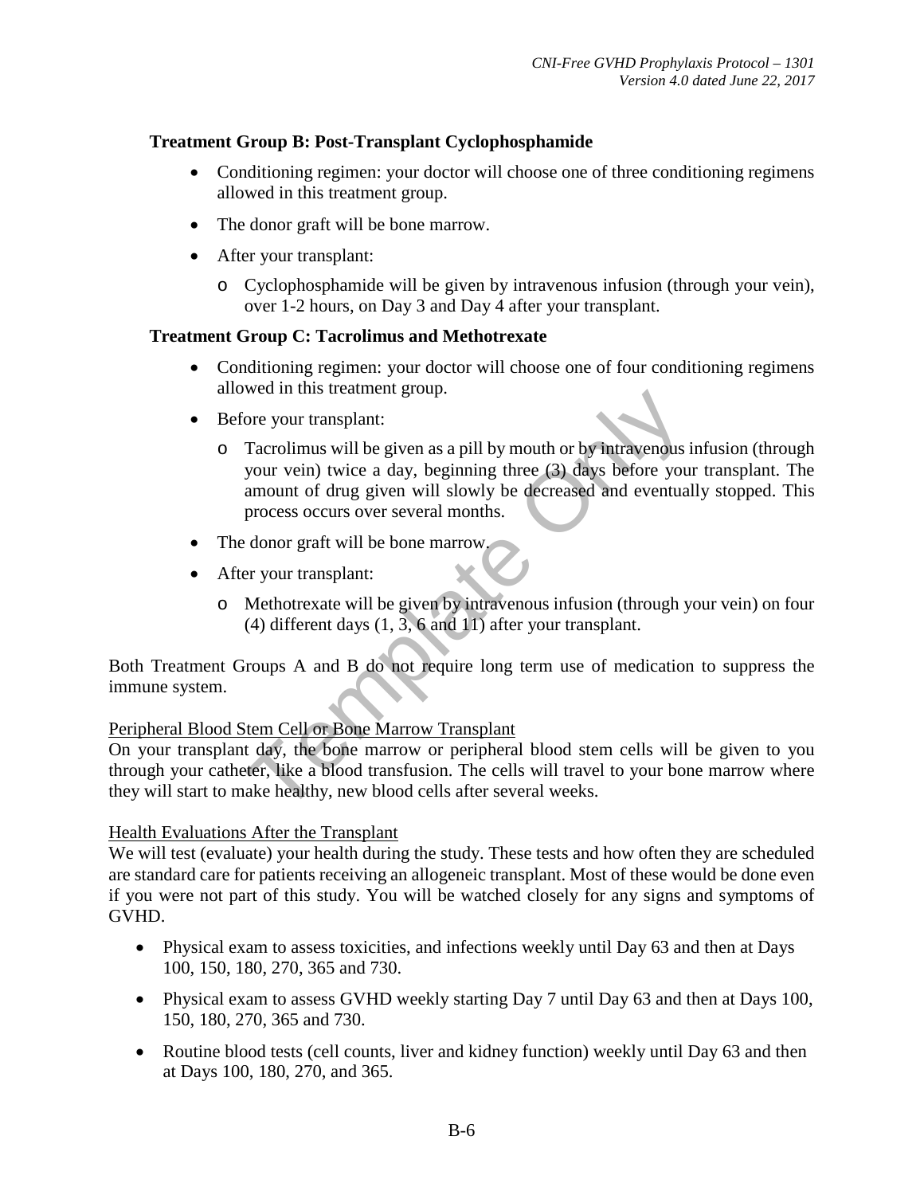**Treatment Group B: Post-Transplant Cyclophosphamide**

- Conditioning regimen: your doctor will choose one of three conditioning regimens allowed in this treatment group.
- The donor graft will be bone marrow.
- After your transplant:
  - Cyclophosphamide will be given by intravenous infusion (through your vein), over 1-2 hours, on Day 3 and Day 4 after your transplant.

**Treatment Group C: Tacrolimus and Methotrexate**

- Conditioning regimen: your doctor will choose one of four conditioning regimens allowed in this treatment group.
- Before your transplant:
  - Tacrolimus will be given as a pill by mouth or by intravenous infusion (through your vein) twice a day, beginning three (3) days before your transplant. The amount of drug given will slowly be decreased and eventually stopped. This process occurs over several months.
- The donor graft will be bone marrow.
- After your transplant:
  - Methotrexate will be given by intravenous infusion (through your vein) on four (4) different days (1, 3, 6 and 11) after your transplant.

Both Treatment Groups A and B do not require long term use of medication to suppress the immune system.

Peripheral Blood Stem Cell or Bone Marrow Transplant

On your transplant day, the bone marrow or peripheral blood stem cells will be given to you through your catheter, like a blood transfusion. The cells will travel to your bone marrow where they will start to make healthy, new blood cells after several weeks.

Health Evaluations After the Transplant

We will test (evaluate) your health during the study. These tests and how often they are scheduled are standard care for patients receiving an allogeneic transplant. Most of these would be done even if you were not part of this study. You will be watched closely for any signs and symptoms of GVHD.

- Physical exam to assess toxicities, and infections weekly until Day 63 and then at Days 100, 150, 180, 270, 365 and 730.
- Physical exam to assess GVHD weekly starting Day 7 until Day 63 and then at Days 100, 150, 180, 270, 365 and 730.
- Routine blood tests (cell counts, liver and kidney function) weekly until Day 63 and then at Days 100, 180, 270, and 365.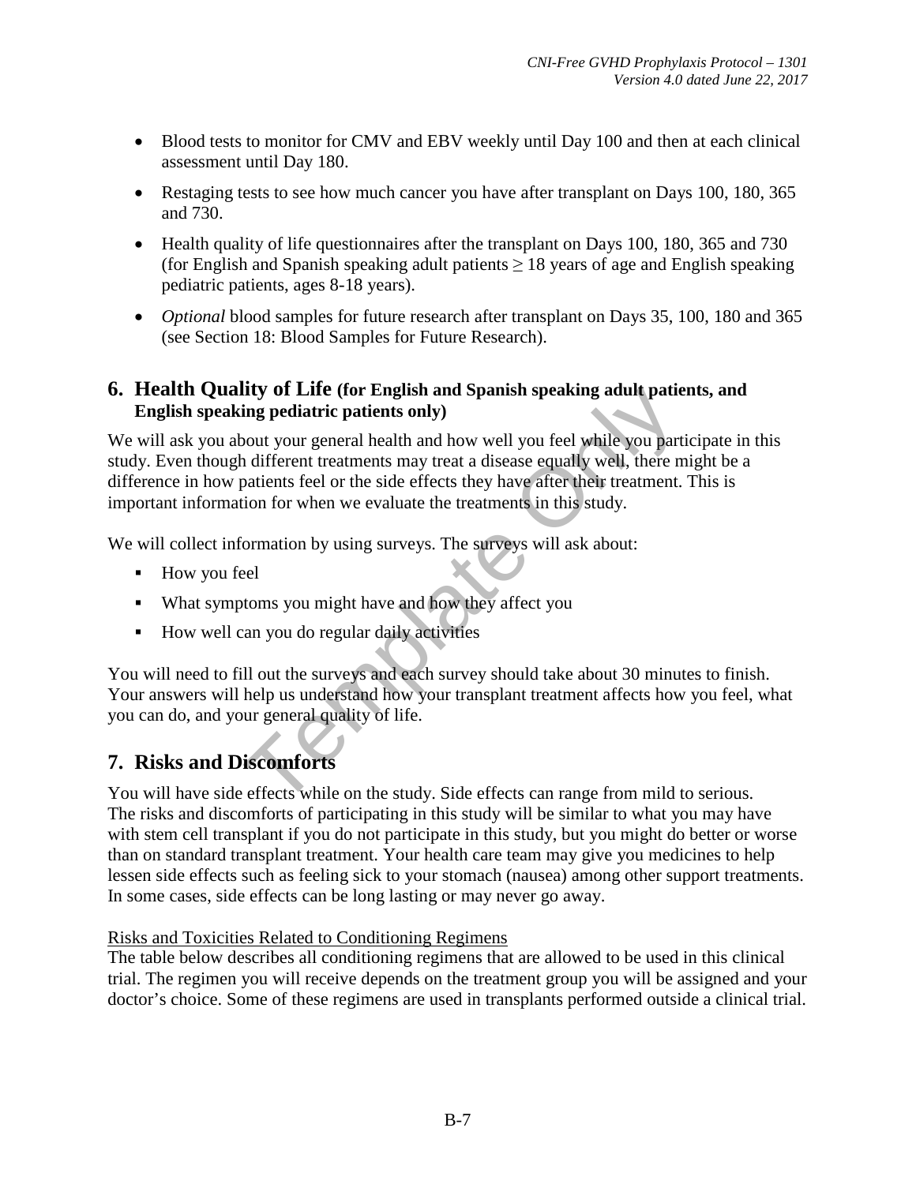- Blood tests to monitor for CMV and EBV weekly until Day 100 and then at each clinical assessment until Day 180.
- Restaging tests to see how much cancer you have after transplant on Days 100, 180, 365 and 730.
- Health quality of life questionnaires after the transplant on Days 100, 180, 365 and 730 (for English and Spanish speaking adult patients ≥ 18 years of age and English speaking pediatric patients, ages 8-18 years).
- *Optional* blood samples for future research after transplant on Days 35, 100, 180 and 365 (see Section 18: Blood Samples for Future Research).

## 6. Health Quality of Life (for English and Spanish speaking adult patients, and English speaking pediatric patients only)

We will ask you about your general health and how well you feel while you participate in this study. Even though different treatments may treat a disease equally well, there might be a difference in how patients feel or the side effects they have after their treatment. This is important information for when we evaluate the treatments in this study.

We will collect information by using surveys. The surveys will ask about:

- How you feel
- What symptoms you might have and how they affect you
- How well can you do regular daily activities

You will need to fill out the surveys and each survey should take about 30 minutes to finish. Your answers will help us understand how your transplant treatment affects how you feel, what you can do, and your general quality of life.

## 7. Risks and Discomforts

You will have side effects while on the study. Side effects can range from mild to serious. The risks and discomforts of participating in this study will be similar to what you may have with stem cell transplant if you do not participate in this study, but you might do better or worse than on standard transplant treatment. Your health care team may give you medicines to help lessen side effects such as feeling sick to your stomach (nausea) among other support treatments. In some cases, side effects can be long lasting or may never go away.

Risks and Toxicities Related to Conditioning Regimens

The table below describes all conditioning regimens that are allowed to be used in this clinical trial. The regimen you will receive depends on the treatment group you will be assigned and your doctor's choice. Some of these regimens are used in transplants performed outside a clinical trial.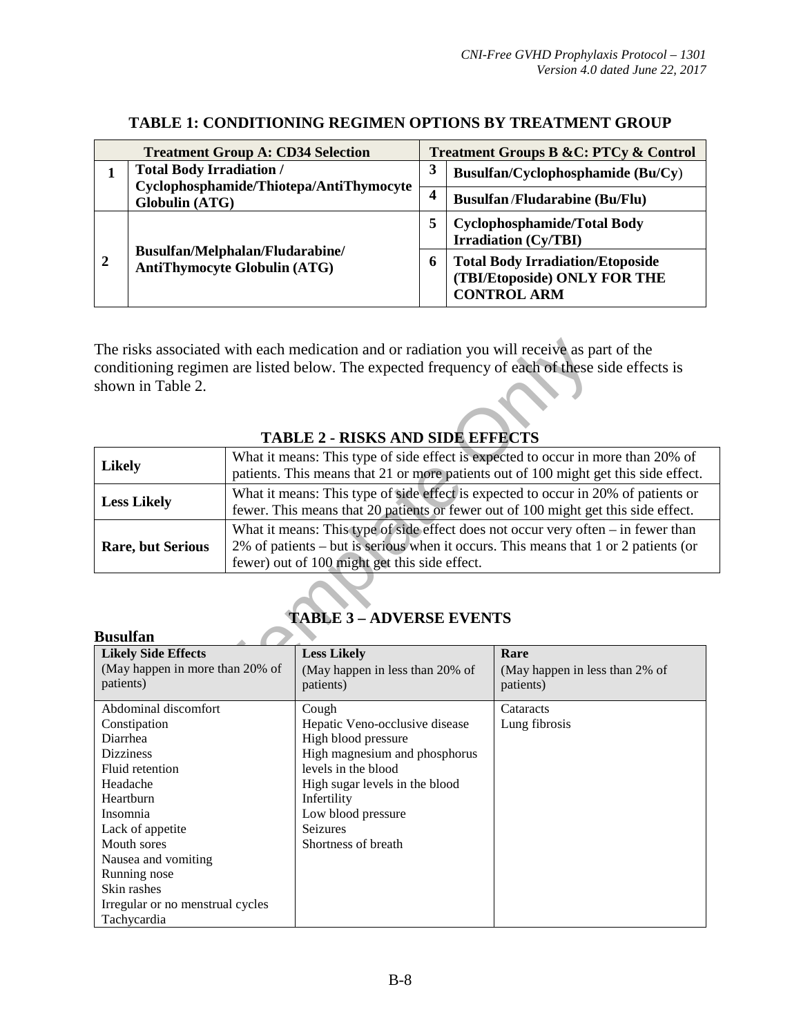### TABLE 1: CONDITIONING REGIMEN OPTIONS BY TREATMENT GROUP

| Treatment Group A: CD34 Selection | | Treatment Groups B &C: PTCy & Control | |
|---|---|---|---|
| **1** | **Total Body Irradiation / Cyclophosphamide/Thiotepa/AntiThymocyte Globulin (ATG)** | **3** | **Busulfan/Cyclophosphamide (Bu/Cy)** |
| | | **4** | **Busulfan /Fludarabine (Bu/Flu)** |
| **2** | **Busulfan/Melphalan/Fludarabine/ AntiThymocyte Globulin (ATG)** | **5** | **Cyclophosphamide/Total Body Irradiation (Cy/TBI)** |
| | | **6** | **Total Body Irradiation/Etoposide (TBI/Etoposide) ONLY FOR THE CONTROL ARM** |

The risks associated with each medication and or radiation you will receive as part of the conditioning regimen are listed below. The expected frequency of each of these side effects is shown in Table 2.

### TABLE 2 - RISKS AND SIDE EFFECTS

| | |
|---|---|
| **Likely** | What it means: This type of side effect is expected to occur in more than 20% of patients. This means that 21 or more patients out of 100 might get this side effect. |
| **Less Likely** | What it means: This type of side effect is expected to occur in 20% of patients or fewer. This means that 20 patients or fewer out of 100 might get this side effect. |
| **Rare, but Serious** | What it means: This type of side effect does not occur very often – in fewer than 2% of patients – but is serious when it occurs. This means that 1 or 2 patients (or fewer) out of 100 might get this side effect. |

### TABLE 3 – ADVERSE EVENTS

**Busulfan**

| **Likely Side Effects** (May happen in more than 20% of patients) | **Less Likely** (May happen in less than 20% of patients) | **Rare** (May happen in less than 2% of patients) |
|---|---|---|
| Abdominal discomfort<br>Constipation<br>Diarrhea<br>Dizziness<br>Fluid retention<br>Headache<br>Heartburn<br>Insomnia<br>Lack of appetite<br>Mouth sores<br>Nausea and vomiting<br>Running nose<br>Skin rashes<br>Irregular or no menstrual cycles<br>Tachycardia | Cough<br>Hepatic Veno-occlusive disease<br>High blood pressure<br>High magnesium and phosphorus levels in the blood<br>High sugar levels in the blood<br>Infertility<br>Low blood pressure<br>Seizures<br>Shortness of breath | Cataracts<br>Lung fibrosis |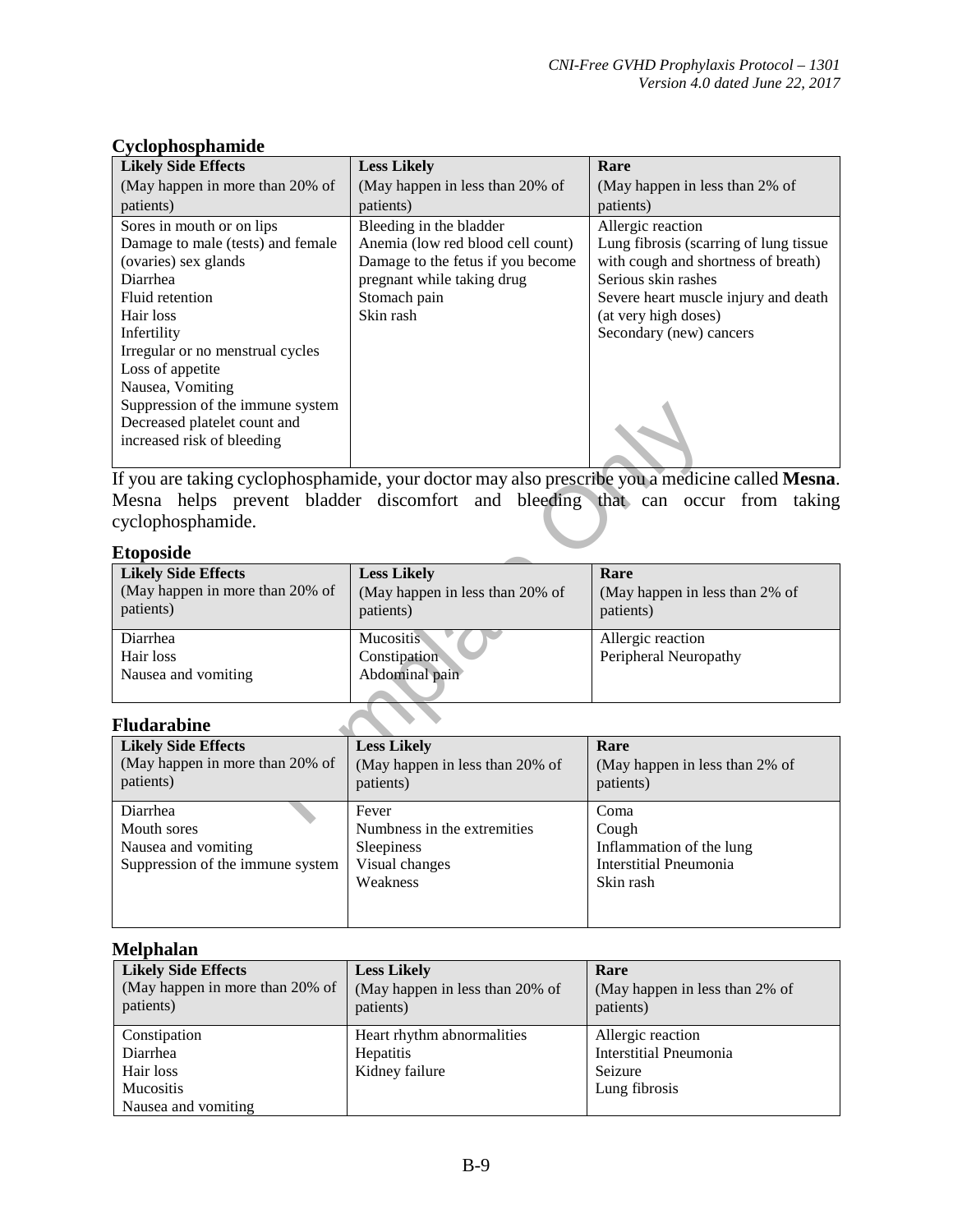### Cyclophosphamide

| **Likely Side Effects** (May happen in more than 20% of patients) | **Less Likely** (May happen in less than 20% of patients) | **Rare** (May happen in less than 2% of patients) |
|---|---|---|
| Sores in mouth or on lips<br>Damage to male (tests) and female (ovaries) sex glands<br>Diarrhea<br>Fluid retention<br>Hair loss<br>Infertility<br>Irregular or no menstrual cycles<br>Loss of appetite<br>Nausea, Vomiting<br>Suppression of the immune system<br>Decreased platelet count and increased risk of bleeding | Bleeding in the bladder<br>Anemia (low red blood cell count)<br>Damage to the fetus if you become pregnant while taking drug<br>Stomach pain<br>Skin rash | Allergic reaction<br>Lung fibrosis (scarring of lung tissue with cough and shortness of breath)<br>Serious skin rashes<br>Severe heart muscle injury and death (at very high doses)<br>Secondary (new) cancers |

If you are taking cyclophosphamide, your doctor may also prescribe you a medicine called **Mesna**. Mesna helps prevent bladder discomfort and bleeding that can occur from taking cyclophosphamide.

### Etoposide

| **Likely Side Effects** (May happen in more than 20% of patients) | **Less Likely** (May happen in less than 20% of patients) | **Rare** (May happen in less than 2% of patients) |
|---|---|---|
| Diarrhea<br>Hair loss<br>Nausea and vomiting | Mucositis<br>Constipation<br>Abdominal pain | Allergic reaction<br>Peripheral Neuropathy |

### Fludarabine

| **Likely Side Effects** (May happen in more than 20% of patients) | **Less Likely** (May happen in less than 20% of patients) | **Rare** (May happen in less than 2% of patients) |
|---|---|---|
| Diarrhea<br>Mouth sores<br>Nausea and vomiting<br>Suppression of the immune system | Fever<br>Numbness in the extremities<br>Sleepiness<br>Visual changes<br>Weakness | Coma<br>Cough<br>Inflammation of the lung<br>Interstitial Pneumonia<br>Skin rash |

### Melphalan

| **Likely Side Effects** (May happen in more than 20% of patients) | **Less Likely** (May happen in less than 20% of patients) | **Rare** (May happen in less than 2% of patients) |
|---|---|---|
| Constipation<br>Diarrhea<br>Hair loss<br>Mucositis<br>Nausea and vomiting | Heart rhythm abnormalities<br>Hepatitis<br>Kidney failure | Allergic reaction<br>Interstitial Pneumonia<br>Seizure<br>Lung fibrosis |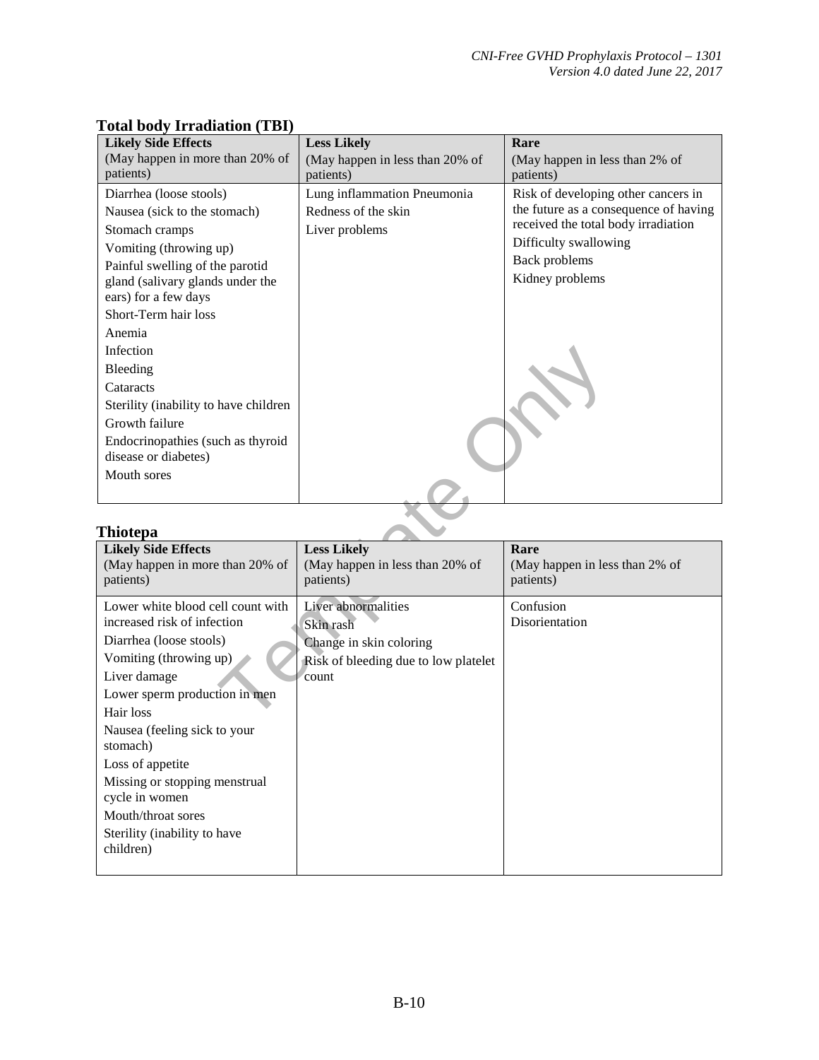## Total body Irradiation (TBI)

| **Likely Side Effects** (May happen in more than 20% of patients) | **Less Likely** (May happen in less than 20% of patients) | **Rare** (May happen in less than 2% of patients) |
|---|---|---|
| Diarrhea (loose stools)<br>Nausea (sick to the stomach)<br>Stomach cramps<br>Vomiting (throwing up)<br>Painful swelling of the parotid gland (salivary glands under the ears) for a few days<br>Short-Term hair loss<br>Anemia<br>Infection<br>Bleeding<br>Cataracts<br>Sterility (inability to have children<br>Growth failure<br>Endocrinopathies (such as thyroid disease or diabetes)<br>Mouth sores | Lung inflammation Pneumonia<br>Redness of the skin<br>Liver problems | Risk of developing other cancers in the future as a consequence of having received the total body irradiation<br>Difficulty swallowing<br>Back problems<br>Kidney problems |

## Thiotepa

| **Likely Side Effects** (May happen in more than 20% of patients) | **Less Likely** (May happen in less than 20% of patients) | **Rare** (May happen in less than 2% of patients) |
|---|---|---|
| Lower white blood cell count with increased risk of infection<br>Diarrhea (loose stools)<br>Vomiting (throwing up)<br>Liver damage<br>Lower sperm production in men<br>Hair loss<br>Nausea (feeling sick to your stomach)<br>Loss of appetite<br>Missing or stopping menstrual cycle in women<br>Mouth/throat sores<br>Sterility (inability to have children) | Liver abnormalities<br>Skin rash<br>Change in skin coloring<br>Risk of bleeding due to low platelet count | Confusion<br>Disorientation |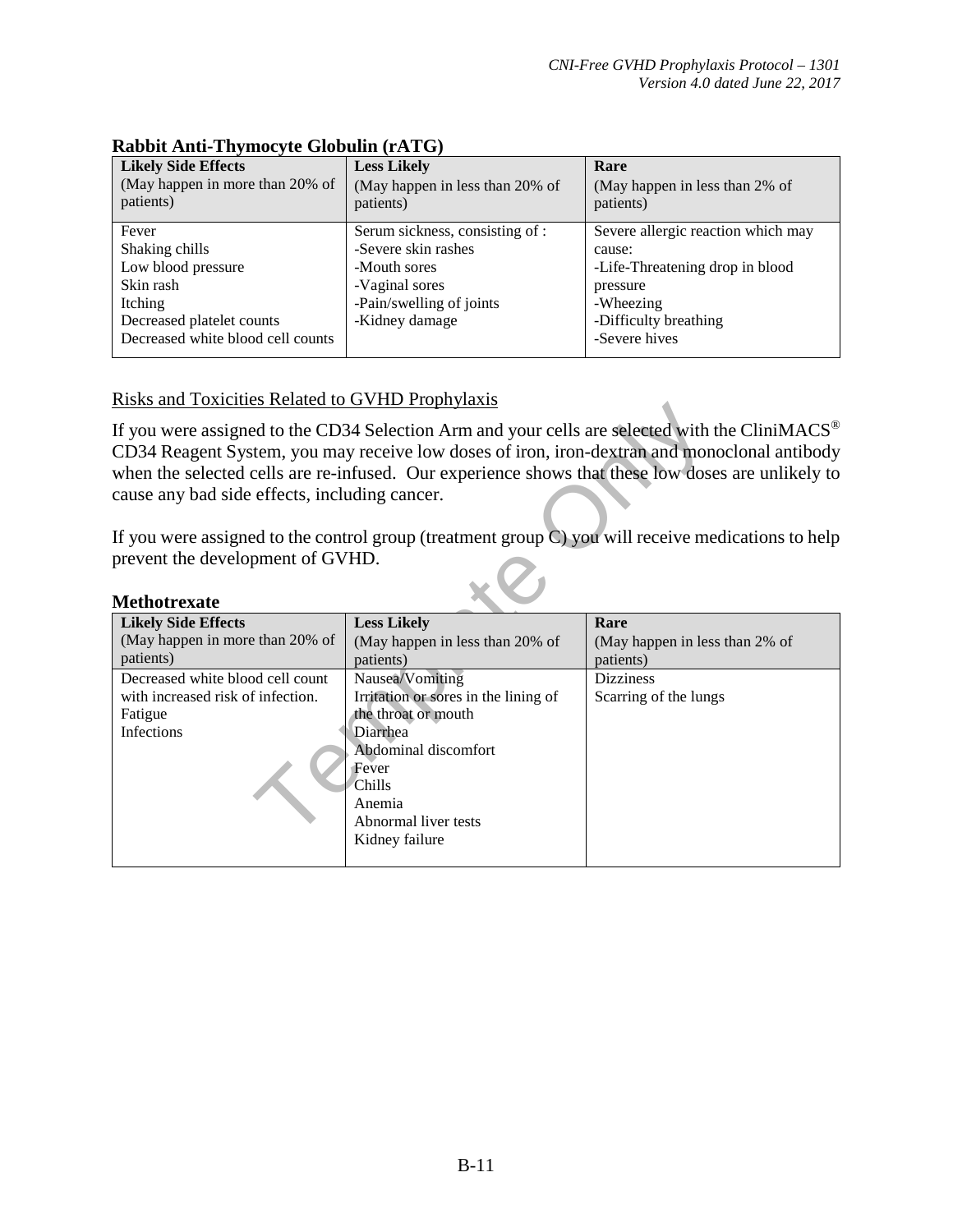**Rabbit Anti-Thymocyte Globulin (rATG)**

| **Likely Side Effects** (May happen in more than 20% of patients) | **Less Likely** (May happen in less than 20% of patients) | **Rare** (May happen in less than 2% of patients) |
|---|---|---|
| Fever<br>Shaking chills<br>Low blood pressure<br>Skin rash<br>Itching<br>Decreased platelet counts<br>Decreased white blood cell counts | Serum sickness, consisting of :<br>-Severe skin rashes<br>-Mouth sores<br>-Vaginal sores<br>-Pain/swelling of joints<br>-Kidney damage | Severe allergic reaction which may cause:<br>-Life-Threatening drop in blood pressure<br>-Wheezing<br>-Difficulty breathing<br>-Severe hives |

Risks and Toxicities Related to GVHD Prophylaxis

If you were assigned to the CD34 Selection Arm and your cells are selected with the CliniMACS® CD34 Reagent System, you may receive low doses of iron, iron-dextran and monoclonal antibody when the selected cells are re-infused. Our experience shows that these low doses are unlikely to cause any bad side effects, including cancer.

If you were assigned to the control group (treatment group C) you will receive medications to help prevent the development of GVHD.

**Methotrexate**

| **Likely Side Effects** (May happen in more than 20% of patients) | **Less Likely** (May happen in less than 20% of patients) | **Rare** (May happen in less than 2% of patients) |
|---|---|---|
| Decreased white blood cell count with increased risk of infection.<br>Fatigue<br>Infections | Nausea/Vomiting<br>Irritation or sores in the lining of the throat or mouth<br>Diarrhea<br>Abdominal discomfort<br>Fever<br>Chills<br>Anemia<br>Abnormal liver tests<br>Kidney failure | Dizziness<br>Scarring of the lungs |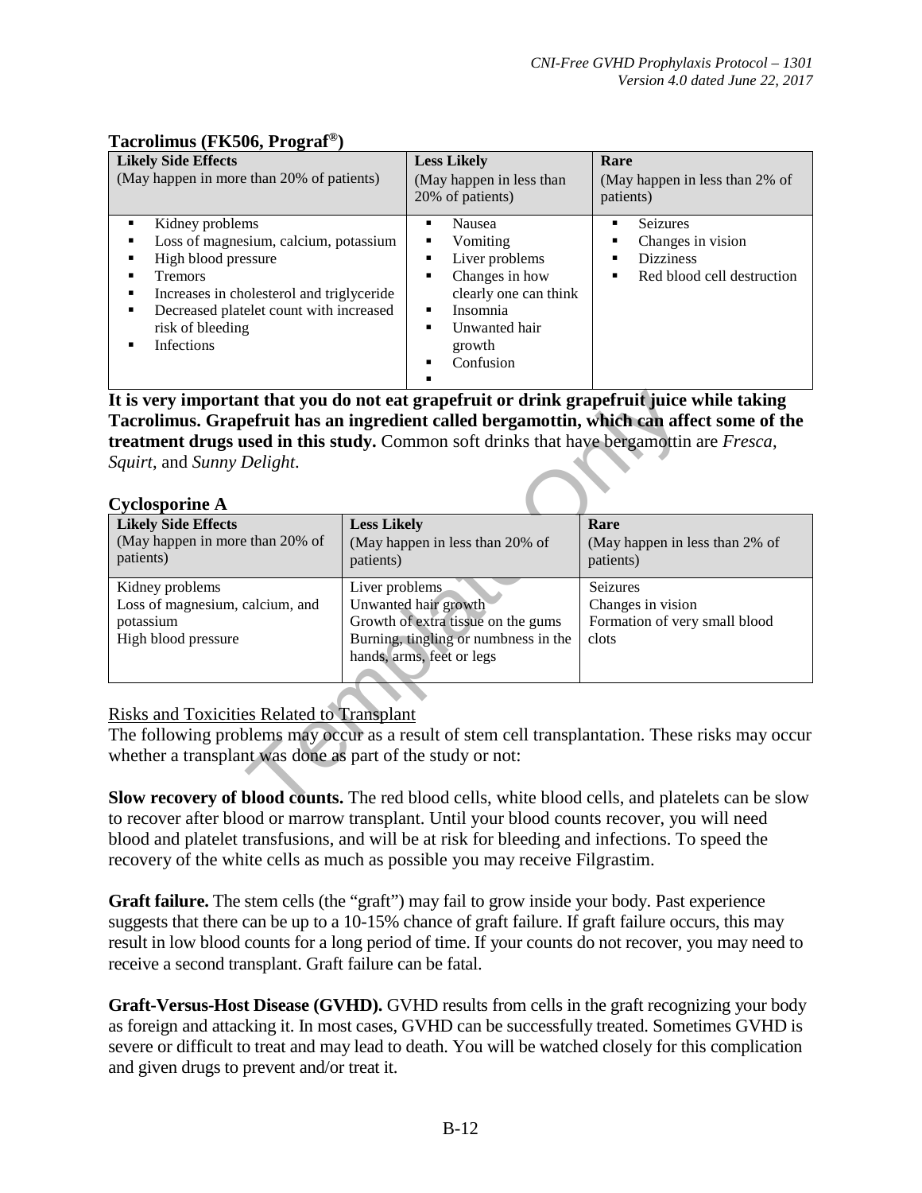**Tacrolimus (FK506, Prograf®)**

| **Likely Side Effects**<br>(May happen in more than 20% of patients) | **Less Likely**<br>(May happen in less than 20% of patients) | **Rare**<br>(May happen in less than 2% of patients) |
|---|---|---|
| ▪ Kidney problems<br>▪ Loss of magnesium, calcium, potassium<br>▪ High blood pressure<br>▪ Tremors<br>▪ Increases in cholesterol and triglyceride<br>▪ Decreased platelet count with increased risk of bleeding<br>▪ Infections | ▪ Nausea<br>▪ Vomiting<br>▪ Liver problems<br>▪ Changes in how clearly one can think<br>▪ Insomnia<br>▪ Unwanted hair growth<br>▪ Confusion<br>▪ | ▪ Seizures<br>▪ Changes in vision<br>▪ Dizziness<br>▪ Red blood cell destruction |

**It is very important that you do not eat grapefruit or drink grapefruit juice while taking Tacrolimus. Grapefruit has an ingredient called bergamottin, which can affect some of the treatment drugs used in this study.** Common soft drinks that have bergamottin are *Fresca*, *Squirt*, and *Sunny Delight*.

**Cyclosporine A**

| **Likely Side Effects**<br>(May happen in more than 20% of patients) | **Less Likely**<br>(May happen in less than 20% of patients) | **Rare**<br>(May happen in less than 2% of patients) |
|---|---|---|
| Kidney problems<br>Loss of magnesium, calcium, and potassium<br>High blood pressure | Liver problems<br>Unwanted hair growth<br>Growth of extra tissue on the gums<br>Burning, tingling or numbness in the hands, arms, feet or legs | Seizures<br>Changes in vision<br>Formation of very small blood clots |

<u>Risks and Toxicities Related to Transplant</u>

The following problems may occur as a result of stem cell transplantation. These risks may occur whether a transplant was done as part of the study or not:

**Slow recovery of blood counts.** The red blood cells, white blood cells, and platelets can be slow to recover after blood or marrow transplant. Until your blood counts recover, you will need blood and platelet transfusions, and will be at risk for bleeding and infections. To speed the recovery of the white cells as much as possible you may receive Filgrastim.

**Graft failure.** The stem cells (the "graft") may fail to grow inside your body. Past experience suggests that there can be up to a 10-15% chance of graft failure. If graft failure occurs, this may result in low blood counts for a long period of time. If your counts do not recover, you may need to receive a second transplant. Graft failure can be fatal.

**Graft-Versus-Host Disease (GVHD).** GVHD results from cells in the graft recognizing your body as foreign and attacking it. In most cases, GVHD can be successfully treated. Sometimes GVHD is severe or difficult to treat and may lead to death. You will be watched closely for this complication and given drugs to prevent and/or treat it.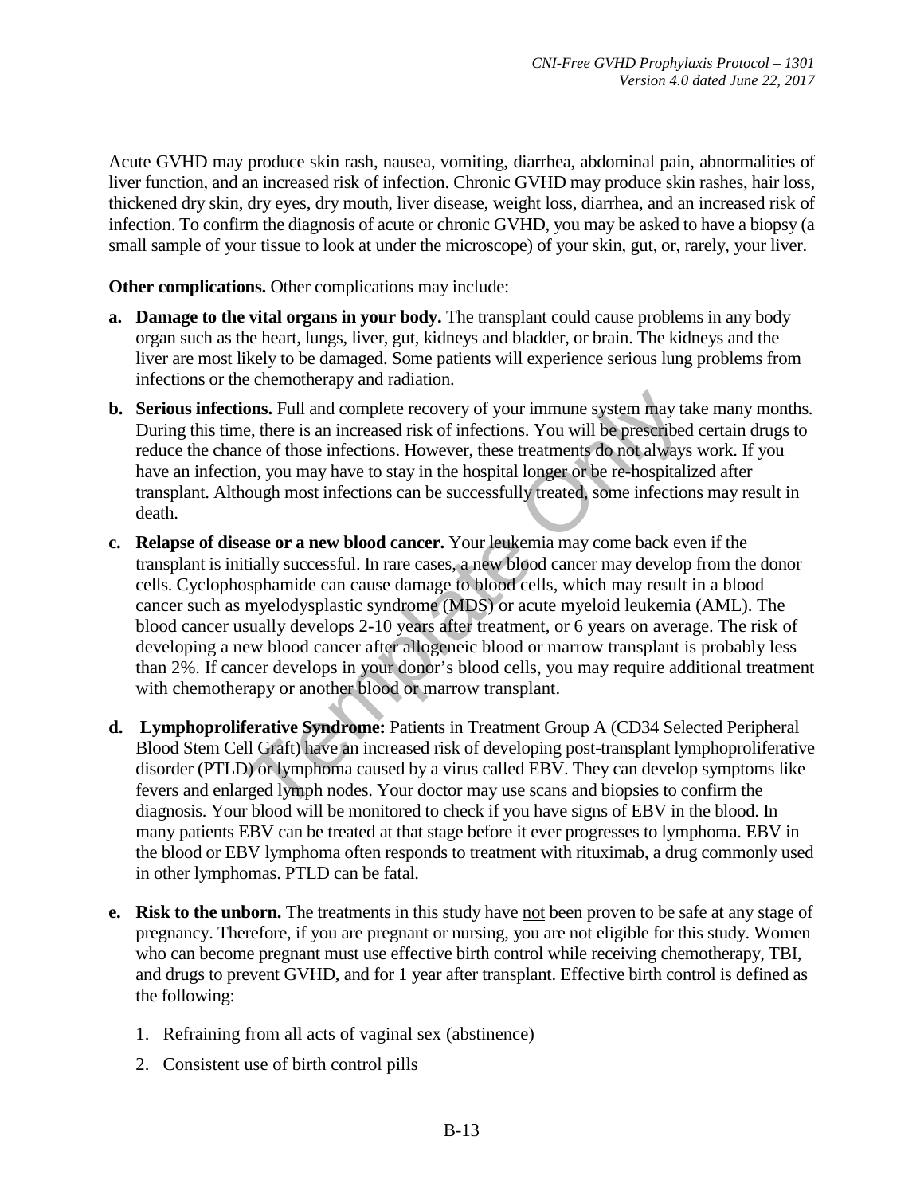Acute GVHD may produce skin rash, nausea, vomiting, diarrhea, abdominal pain, abnormalities of liver function, and an increased risk of infection. Chronic GVHD may produce skin rashes, hair loss, thickened dry skin, dry eyes, dry mouth, liver disease, weight loss, diarrhea, and an increased risk of infection. To confirm the diagnosis of acute or chronic GVHD, you may be asked to have a biopsy (a small sample of your tissue to look at under the microscope) of your skin, gut, or, rarely, your liver.

**Other complications.** Other complications may include:

**a. Damage to the vital organs in your body.** The transplant could cause problems in any body organ such as the heart, lungs, liver, gut, kidneys and bladder, or brain. The kidneys and the liver are most likely to be damaged. Some patients will experience serious lung problems from infections or the chemotherapy and radiation.

**b. Serious infections.** Full and complete recovery of your immune system may take many months. During this time, there is an increased risk of infections. You will be prescribed certain drugs to reduce the chance of those infections. However, these treatments do not always work. If you have an infection, you may have to stay in the hospital longer or be re-hospitalized after transplant. Although most infections can be successfully treated, some infections may result in death.

**c. Relapse of disease or a new blood cancer.** Your leukemia may come back even if the transplant is initially successful. In rare cases, a new blood cancer may develop from the donor cells. Cyclophosphamide can cause damage to blood cells, which may result in a blood cancer such as myelodysplastic syndrome (MDS) or acute myeloid leukemia (AML). The blood cancer usually develops 2-10 years after treatment, or 6 years on average. The risk of developing a new blood cancer after allogeneic blood or marrow transplant is probably less than 2%. If cancer develops in your donor's blood cells, you may require additional treatment with chemotherapy or another blood or marrow transplant.

**d. Lymphoproliferative Syndrome:** Patients in Treatment Group A (CD34 Selected Peripheral Blood Stem Cell Graft) have an increased risk of developing post-transplant lymphoproliferative disorder (PTLD) or lymphoma caused by a virus called EBV. They can develop symptoms like fevers and enlarged lymph nodes. Your doctor may use scans and biopsies to confirm the diagnosis. Your blood will be monitored to check if you have signs of EBV in the blood. In many patients EBV can be treated at that stage before it ever progresses to lymphoma. EBV in the blood or EBV lymphoma often responds to treatment with rituximab, a drug commonly used in other lymphomas. PTLD can be fatal.

**e. Risk to the unborn.** The treatments in this study have <u>not</u> been proven to be safe at any stage of pregnancy. Therefore, if you are pregnant or nursing, you are not eligible for this study. Women who can become pregnant must use effective birth control while receiving chemotherapy, TBI, and drugs to prevent GVHD, and for 1 year after transplant. Effective birth control is defined as the following:

1. Refraining from all acts of vaginal sex (abstinence)
2. Consistent use of birth control pills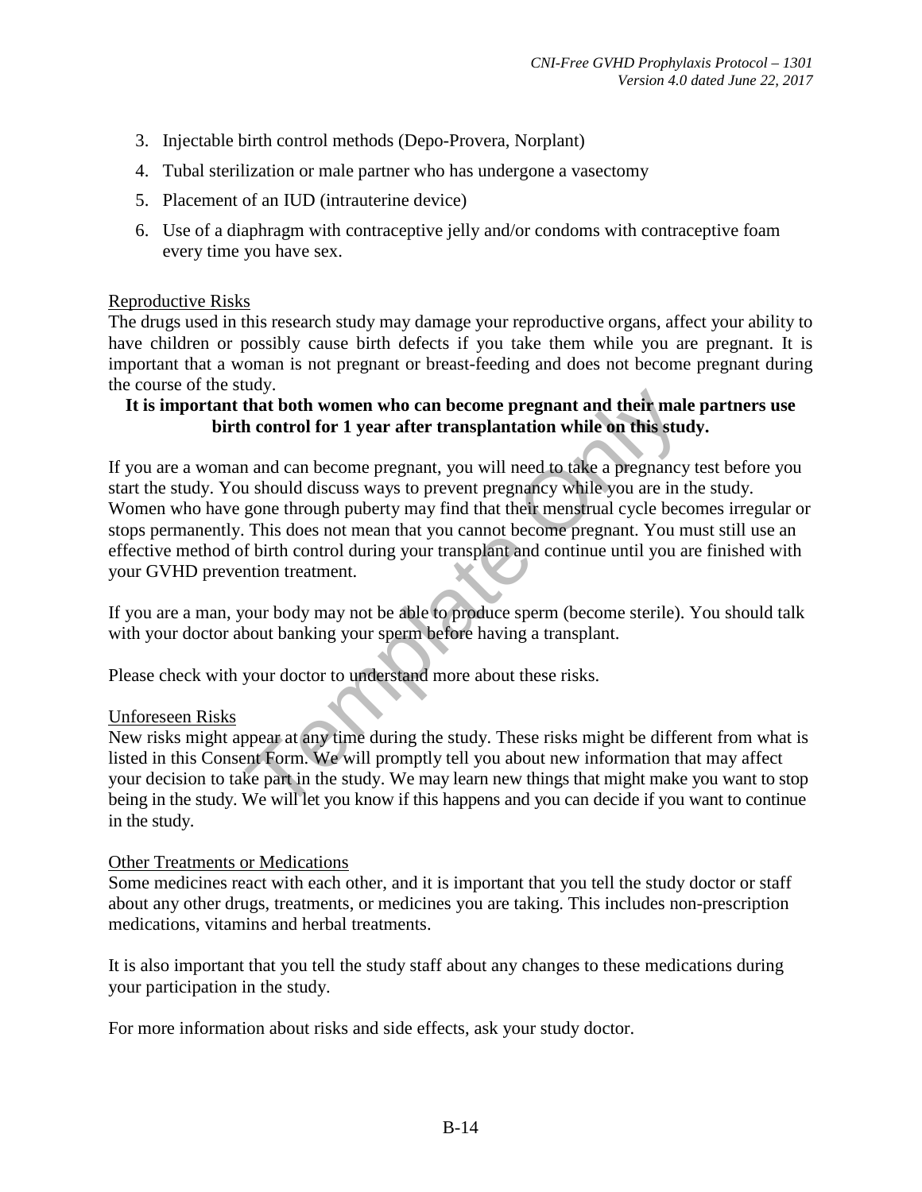3. Injectable birth control methods (Depo-Provera, Norplant)
4. Tubal sterilization or male partner who has undergone a vasectomy
5. Placement of an IUD (intrauterine device)
6. Use of a diaphragm with contraceptive jelly and/or condoms with contraceptive foam every time you have sex.

Reproductive Risks

The drugs used in this research study may damage your reproductive organs, affect your ability to have children or possibly cause birth defects if you take them while you are pregnant. It is important that a woman is not pregnant or breast-feeding and does not become pregnant during the course of the study.

**It is important that both women who can become pregnant and their male partners use birth control for 1 year after transplantation while on this study.**

If you are a woman and can become pregnant, you will need to take a pregnancy test before you start the study. You should discuss ways to prevent pregnancy while you are in the study. Women who have gone through puberty may find that their menstrual cycle becomes irregular or stops permanently. This does not mean that you cannot become pregnant. You must still use an effective method of birth control during your transplant and continue until you are finished with your GVHD prevention treatment.

If you are a man, your body may not be able to produce sperm (become sterile). You should talk with your doctor about banking your sperm before having a transplant.

Please check with your doctor to understand more about these risks.

Unforeseen Risks

New risks might appear at any time during the study. These risks might be different from what is listed in this Consent Form. We will promptly tell you about new information that may affect your decision to take part in the study. We may learn new things that might make you want to stop being in the study. We will let you know if this happens and you can decide if you want to continue in the study.

Other Treatments or Medications

Some medicines react with each other, and it is important that you tell the study doctor or staff about any other drugs, treatments, or medicines you are taking. This includes non-prescription medications, vitamins and herbal treatments.

It is also important that you tell the study staff about any changes to these medications during your participation in the study.

For more information about risks and side effects, ask your study doctor.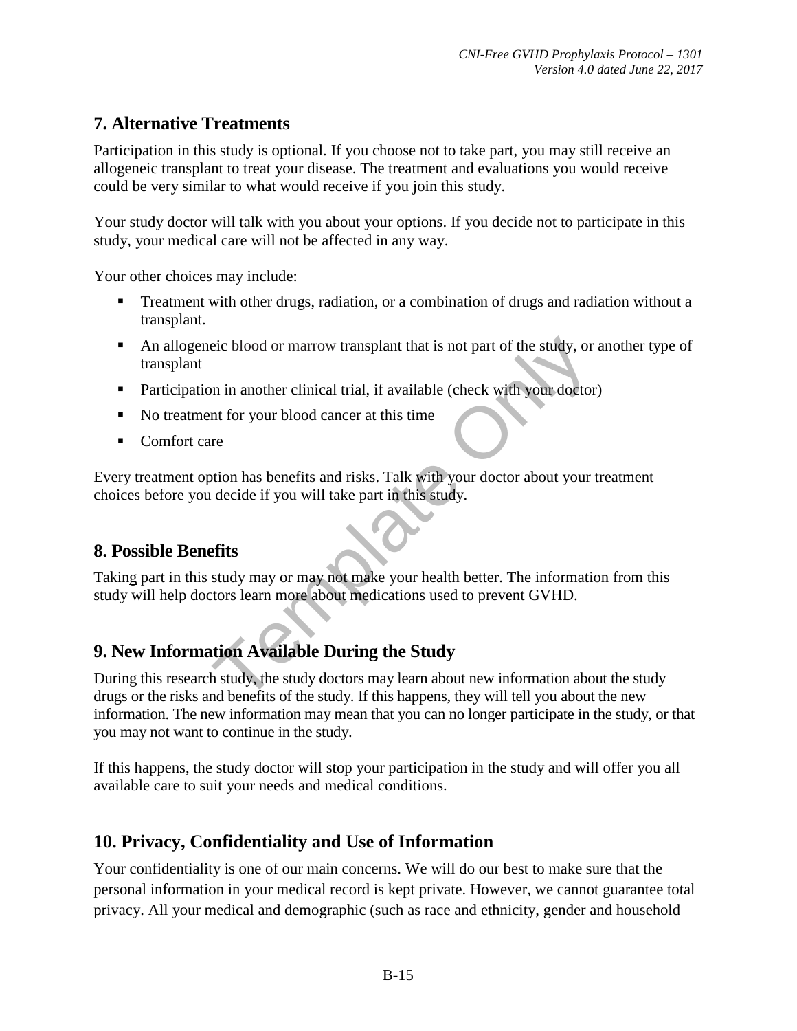## 7. Alternative Treatments

Participation in this study is optional. If you choose not to take part, you may still receive an allogeneic transplant to treat your disease. The treatment and evaluations you would receive could be very similar to what would receive if you join this study.

Your study doctor will talk with you about your options. If you decide not to participate in this study, your medical care will not be affected in any way.

Your other choices may include:

- Treatment with other drugs, radiation, or a combination of drugs and radiation without a transplant.
- An allogeneic blood or marrow transplant that is not part of the study, or another type of transplant
- Participation in another clinical trial, if available (check with your doctor)
- No treatment for your blood cancer at this time
- Comfort care

Every treatment option has benefits and risks. Talk with your doctor about your treatment choices before you decide if you will take part in this study.

## 8. Possible Benefits

Taking part in this study may or may not make your health better. The information from this study will help doctors learn more about medications used to prevent GVHD.

## 9. New Information Available During the Study

During this research study, the study doctors may learn about new information about the study drugs or the risks and benefits of the study. If this happens, they will tell you about the new information. The new information may mean that you can no longer participate in the study, or that you may not want to continue in the study.

If this happens, the study doctor will stop your participation in the study and will offer you all available care to suit your needs and medical conditions.

## 10. Privacy, Confidentiality and Use of Information

Your confidentiality is one of our main concerns. We will do our best to make sure that the personal information in your medical record is kept private. However, we cannot guarantee total privacy. All your medical and demographic (such as race and ethnicity, gender and household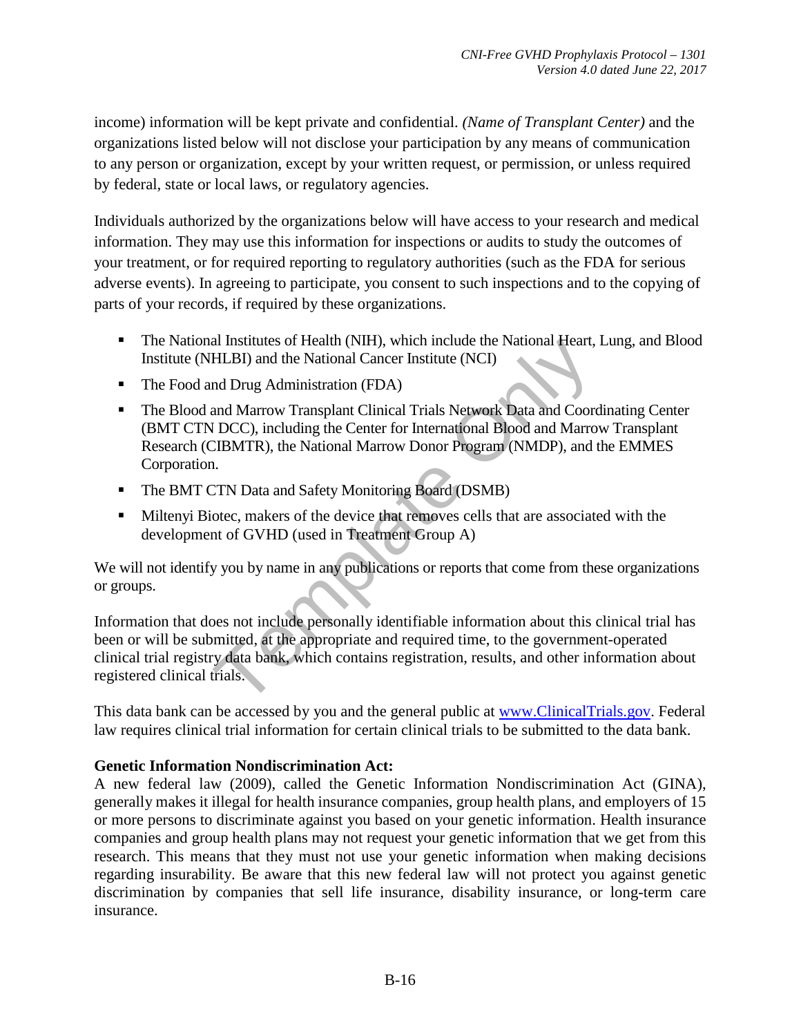income) information will be kept private and confidential. *(Name of Transplant Center)* and the organizations listed below will not disclose your participation by any means of communication to any person or organization, except by your written request, or permission, or unless required by federal, state or local laws, or regulatory agencies.

Individuals authorized by the organizations below will have access to your research and medical information. They may use this information for inspections or audits to study the outcomes of your treatment, or for required reporting to regulatory authorities (such as the FDA for serious adverse events). In agreeing to participate, you consent to such inspections and to the copying of parts of your records, if required by these organizations.

- The National Institutes of Health (NIH), which include the National Heart, Lung, and Blood Institute (NHLBI) and the National Cancer Institute (NCI)
- The Food and Drug Administration (FDA)
- The Blood and Marrow Transplant Clinical Trials Network Data and Coordinating Center (BMT CTN DCC), including the Center for International Blood and Marrow Transplant Research (CIBMTR), the National Marrow Donor Program (NMDP), and the EMMES Corporation.
- The BMT CTN Data and Safety Monitoring Board (DSMB)
- Miltenyi Biotec, makers of the device that removes cells that are associated with the development of GVHD (used in Treatment Group A)

We will not identify you by name in any publications or reports that come from these organizations or groups.

Information that does not include personally identifiable information about this clinical trial has been or will be submitted, at the appropriate and required time, to the government-operated clinical trial registry data bank, which contains registration, results, and other information about registered clinical trials.

This data bank can be accessed by you and the general public at www.ClinicalTrials.gov. Federal law requires clinical trial information for certain clinical trials to be submitted to the data bank.

**Genetic Information Nondiscrimination Act:**
A new federal law (2009), called the Genetic Information Nondiscrimination Act (GINA), generally makes it illegal for health insurance companies, group health plans, and employers of 15 or more persons to discriminate against you based on your genetic information. Health insurance companies and group health plans may not request your genetic information that we get from this research. This means that they must not use your genetic information when making decisions regarding insurability. Be aware that this new federal law will not protect you against genetic discrimination by companies that sell life insurance, disability insurance, or long-term care insurance.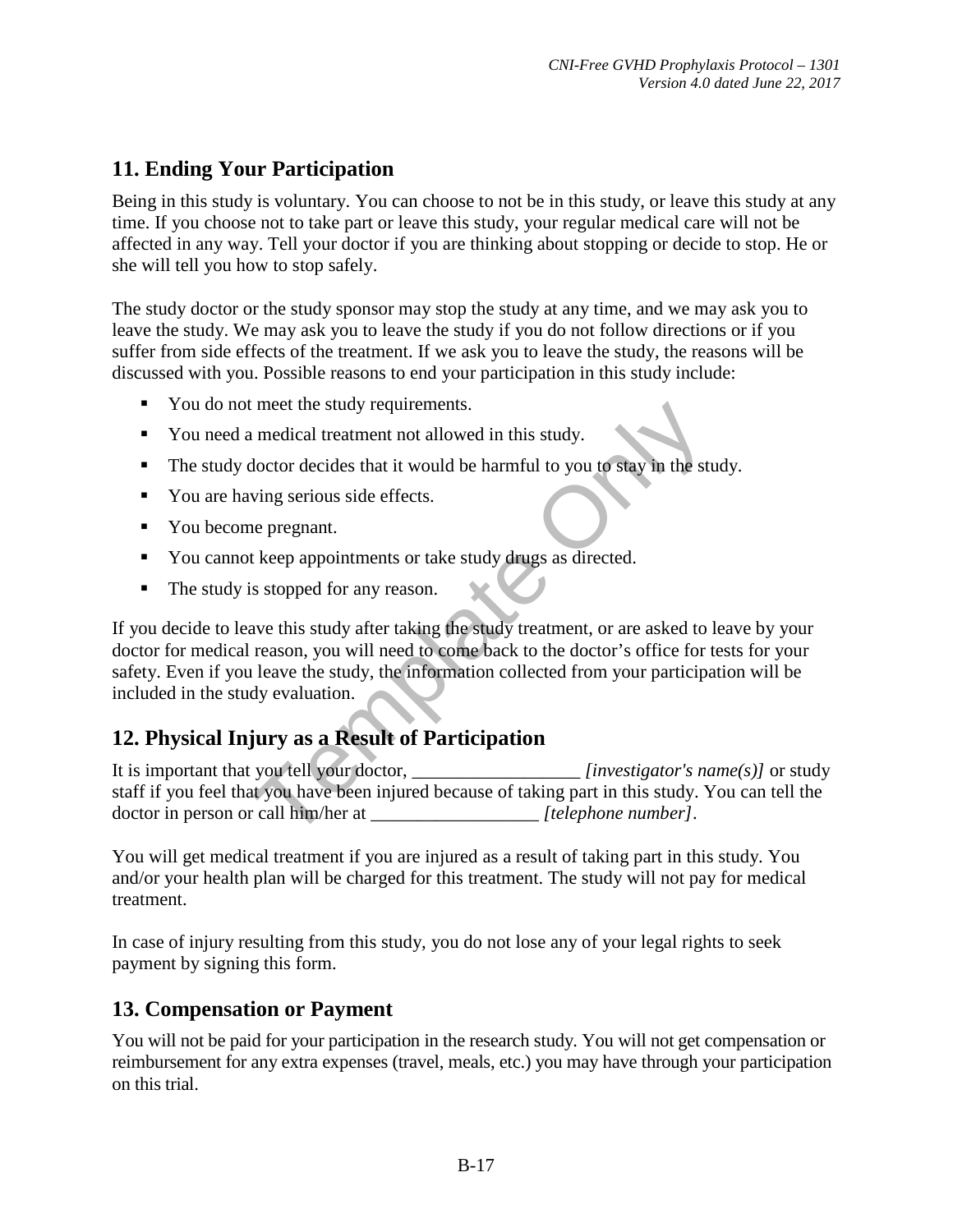## 11. Ending Your Participation

Being in this study is voluntary. You can choose to not be in this study, or leave this study at any time. If you choose not to take part or leave this study, your regular medical care will not be affected in any way. Tell your doctor if you are thinking about stopping or decide to stop. He or she will tell you how to stop safely.

The study doctor or the study sponsor may stop the study at any time, and we may ask you to leave the study. We may ask you to leave the study if you do not follow directions or if you suffer from side effects of the treatment. If we ask you to leave the study, the reasons will be discussed with you. Possible reasons to end your participation in this study include:

- You do not meet the study requirements.
- You need a medical treatment not allowed in this study.
- The study doctor decides that it would be harmful to you to stay in the study.
- You are having serious side effects.
- You become pregnant.
- You cannot keep appointments or take study drugs as directed.
- The study is stopped for any reason.

If you decide to leave this study after taking the study treatment, or are asked to leave by your doctor for medical reason, you will need to come back to the doctor's office for tests for your safety. Even if you leave the study, the information collected from your participation will be included in the study evaluation.

## 12. Physical Injury as a Result of Participation

It is important that you tell your doctor, __________________ *[investigator's name(s)]* or study staff if you feel that you have been injured because of taking part in this study. You can tell the doctor in person or call him/her at __________________ *[telephone number]*.

You will get medical treatment if you are injured as a result of taking part in this study. You and/or your health plan will be charged for this treatment. The study will not pay for medical treatment.

In case of injury resulting from this study, you do not lose any of your legal rights to seek payment by signing this form.

## 13. Compensation or Payment

You will not be paid for your participation in the research study. You will not get compensation or reimbursement for any extra expenses (travel, meals, etc.) you may have through your participation on this trial.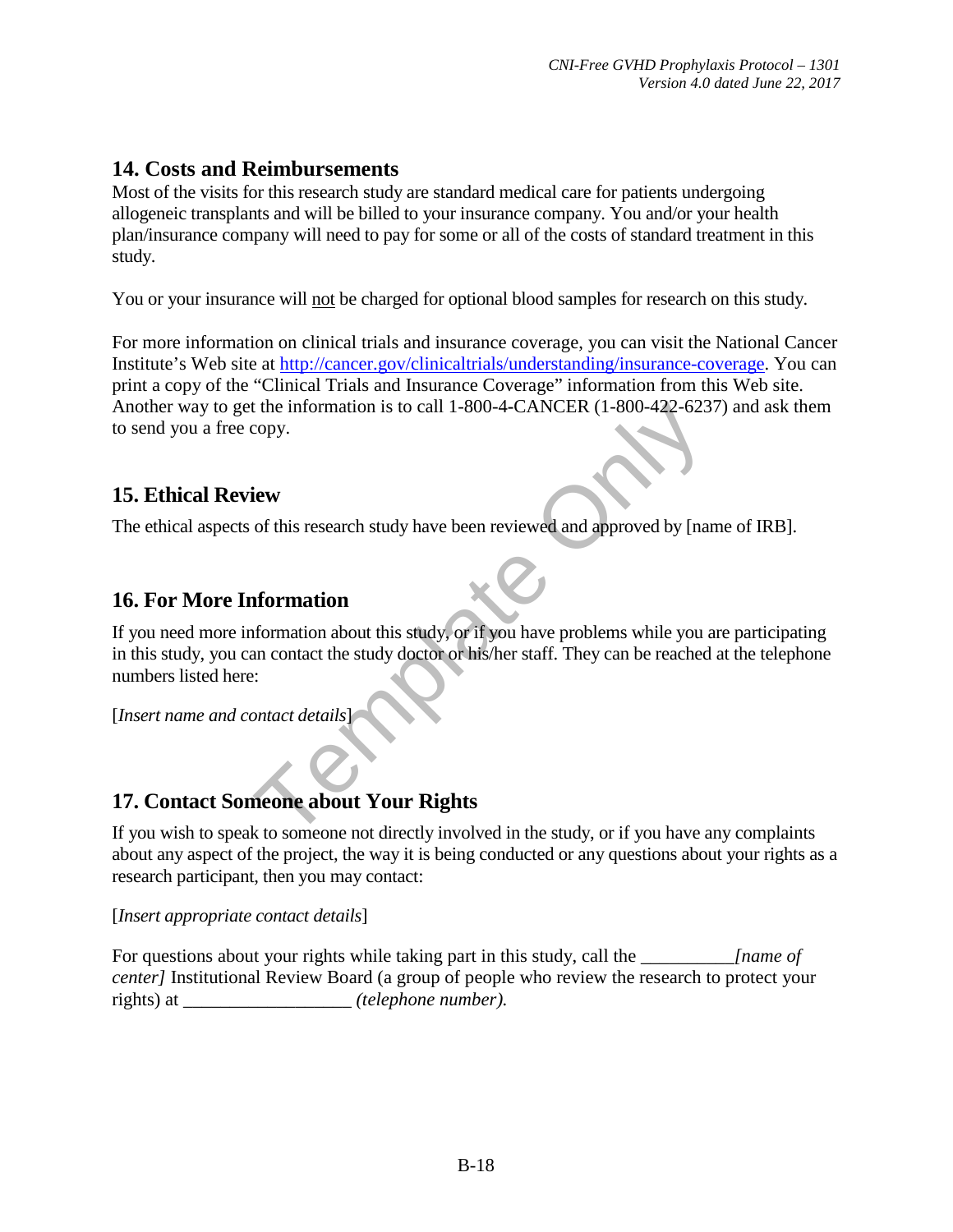## 14. Costs and Reimbursements

Most of the visits for this research study are standard medical care for patients undergoing allogeneic transplants and will be billed to your insurance company. You and/or your health plan/insurance company will need to pay for some or all of the costs of standard treatment in this study.

You or your insurance will not be charged for optional blood samples for research on this study.

For more information on clinical trials and insurance coverage, you can visit the National Cancer Institute's Web site at [http://cancer.gov/clinicaltrials/understanding/insurance-coverage](http://cancer.gov/clinicaltrials/understanding/insurance-coverage). You can print a copy of the "Clinical Trials and Insurance Coverage" information from this Web site. Another way to get the information is to call 1-800-4-CANCER (1-800-422-6237) and ask them to send you a free copy.

## 15. Ethical Review

The ethical aspects of this research study have been reviewed and approved by [name of IRB].

## 16. For More Information

If you need more information about this study, or if you have problems while you are participating in this study, you can contact the study doctor or his/her staff. They can be reached at the telephone numbers listed here:

[*Insert name and contact details*]

## 17. Contact Someone about Your Rights

If you wish to speak to someone not directly involved in the study, or if you have any complaints about any aspect of the project, the way it is being conducted or any questions about your rights as a research participant, then you may contact:

[*Insert appropriate contact details*]

For questions about your rights while taking part in this study, call the __________*[name of center]* Institutional Review Board (a group of people who review the research to protect your rights) at __________________ *(telephone number).*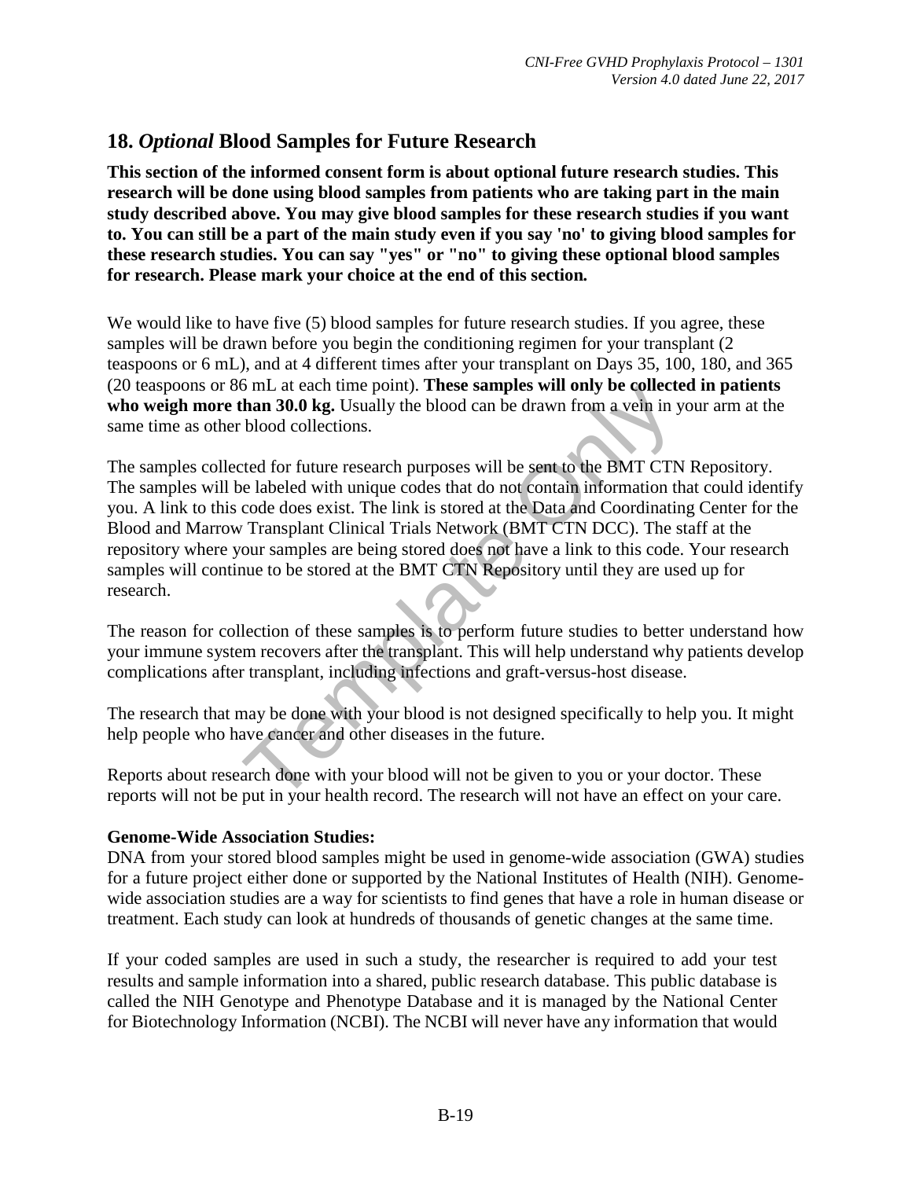## 18. *Optional* Blood Samples for Future Research

**This section of the informed consent form is about optional future research studies. This research will be done using blood samples from patients who are taking part in the main study described above. You may give blood samples for these research studies if you want to. You can still be a part of the main study even if you say 'no' to giving blood samples for these research studies. You can say "yes" or "no" to giving these optional blood samples for research. Please mark your choice at the end of this section.**

We would like to have five (5) blood samples for future research studies. If you agree, these samples will be drawn before you begin the conditioning regimen for your transplant (2 teaspoons or 6 mL), and at 4 different times after your transplant on Days 35, 100, 180, and 365 (20 teaspoons or 86 mL at each time point). **These samples will only be collected in patients who weigh more than 30.0 kg.** Usually the blood can be drawn from a vein in your arm at the same time as other blood collections.

The samples collected for future research purposes will be sent to the BMT CTN Repository. The samples will be labeled with unique codes that do not contain information that could identify you. A link to this code does exist. The link is stored at the Data and Coordinating Center for the Blood and Marrow Transplant Clinical Trials Network (BMT CTN DCC). The staff at the repository where your samples are being stored does not have a link to this code. Your research samples will continue to be stored at the BMT CTN Repository until they are used up for research.

The reason for collection of these samples is to perform future studies to better understand how your immune system recovers after the transplant. This will help understand why patients develop complications after transplant, including infections and graft-versus-host disease.

The research that may be done with your blood is not designed specifically to help you. It might help people who have cancer and other diseases in the future.

Reports about research done with your blood will not be given to you or your doctor. These reports will not be put in your health record. The research will not have an effect on your care.

**Genome-Wide Association Studies:**

DNA from your stored blood samples might be used in genome-wide association (GWA) studies for a future project either done or supported by the National Institutes of Health (NIH). Genome-wide association studies are a way for scientists to find genes that have a role in human disease or treatment. Each study can look at hundreds of thousands of genetic changes at the same time.

If your coded samples are used in such a study, the researcher is required to add your test results and sample information into a shared, public research database. This public database is called the NIH Genotype and Phenotype Database and it is managed by the National Center for Biotechnology Information (NCBI). The NCBI will never have any information that would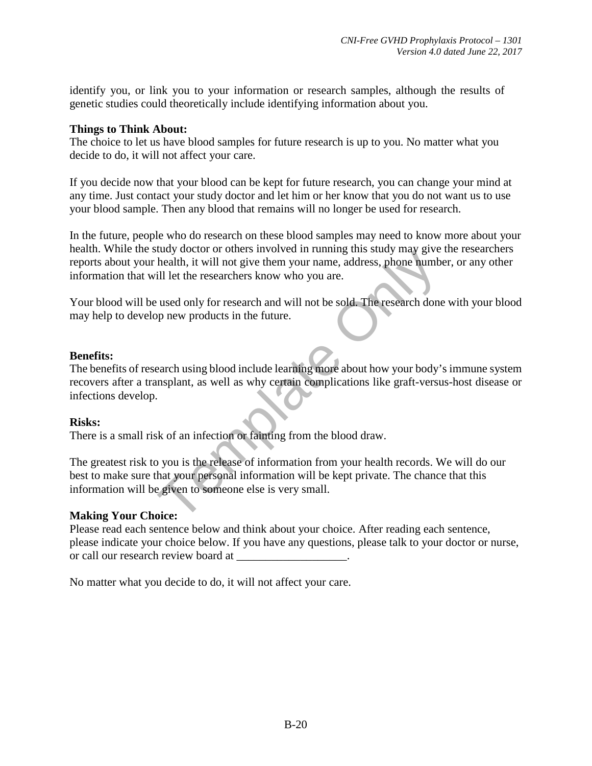identify you, or link you to your information or research samples, although the results of genetic studies could theoretically include identifying information about you.

**Things to Think About:**
The choice to let us have blood samples for future research is up to you. No matter what you decide to do, it will not affect your care.

If you decide now that your blood can be kept for future research, you can change your mind at any time. Just contact your study doctor and let him or her know that you do not want us to use your blood sample. Then any blood that remains will no longer be used for research.

In the future, people who do research on these blood samples may need to know more about your health. While the study doctor or others involved in running this study may give the researchers reports about your health, it will not give them your name, address, phone number, or any other information that will let the researchers know who you are.

Your blood will be used only for research and will not be sold. The research done with your blood may help to develop new products in the future.

**Benefits:**
The benefits of research using blood include learning more about how your body's immune system recovers after a transplant, as well as why certain complications like graft-versus-host disease or infections develop.

**Risks:**
There is a small risk of an infection or fainting from the blood draw.

The greatest risk to you is the release of information from your health records. We will do our best to make sure that your personal information will be kept private. The chance that this information will be given to someone else is very small.

**Making Your Choice:**
Please read each sentence below and think about your choice. After reading each sentence, please indicate your choice below. If you have any questions, please talk to your doctor or nurse, or call our research review board at ___________________.

No matter what you decide to do, it will not affect your care.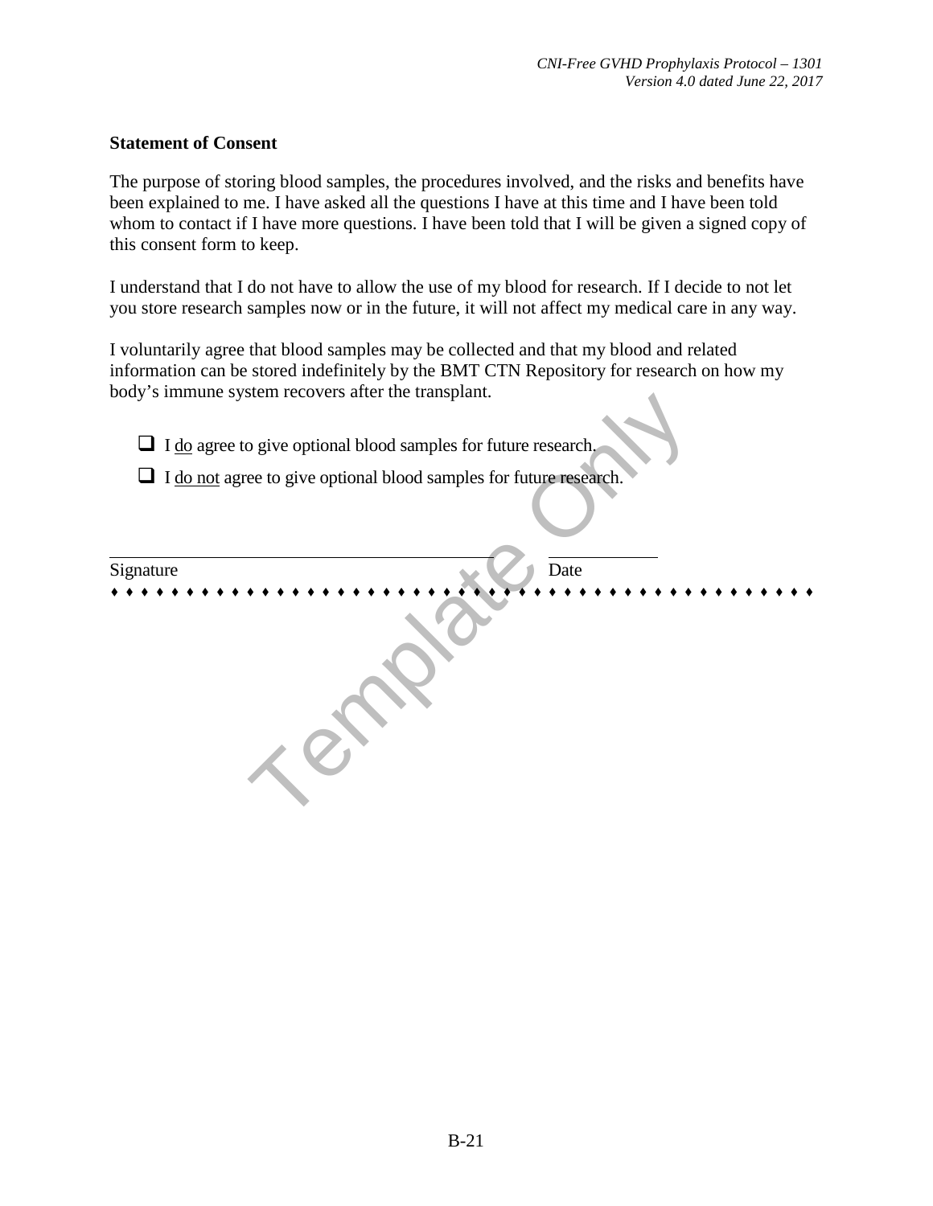**Statement of Consent**

The purpose of storing blood samples, the procedures involved, and the risks and benefits have been explained to me. I have asked all the questions I have at this time and I have been told whom to contact if I have more questions. I have been told that I will be given a signed copy of this consent form to keep.

I understand that I do not have to allow the use of my blood for research. If I decide to not let you store research samples now or in the future, it will not affect my medical care in any way.

I voluntarily agree that blood samples may be collected and that my blood and related information can be stored indefinitely by the BMT CTN Repository for research on how my body's immune system recovers after the transplant.

- ☐ I do agree to give optional blood samples for future research.
- ☐ I do not agree to give optional blood samples for future research.

_______________________________________ ____________

Signature Date

♦ ♦ ♦ ♦ ♦ ♦ ♦ ♦ ♦ ♦ ♦ ♦ ♦ ♦ ♦ ♦ ♦ ♦ ♦ ♦ ♦ ♦ ♦ ♦ ♦ ♦ ♦ ♦ ♦ ♦ ♦ ♦ ♦ ♦ ♦ ♦ ♦ ♦ ♦ ♦ ♦ ♦ ♦ ♦ ♦ ♦ ♦ ♦ ♦

Template Only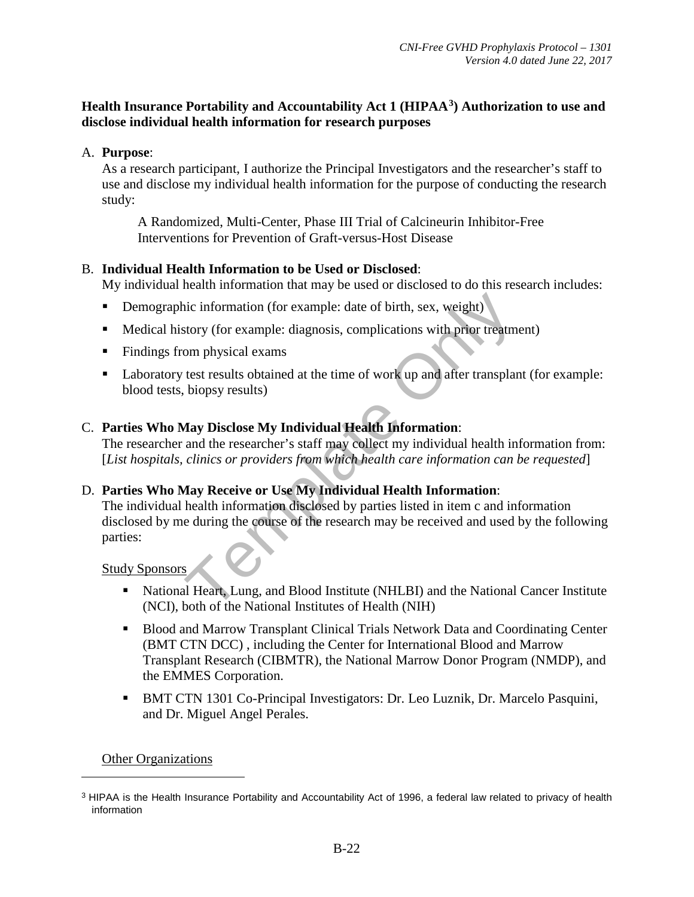**Health Insurance Portability and Accountability Act 1 (HIPAA[3]) Authorization to use and disclose individual health information for research purposes**

A. **Purpose**:

As a research participant, I authorize the Principal Investigators and the researcher's staff to use and disclose my individual health information for the purpose of conducting the research study:

> A Randomized, Multi-Center, Phase III Trial of Calcineurin Inhibitor-Free Interventions for Prevention of Graft-versus-Host Disease

B. **Individual Health Information to be Used or Disclosed**:

My individual health information that may be used or disclosed to do this research includes:

- Demographic information (for example: date of birth, sex, weight)
- Medical history (for example: diagnosis, complications with prior treatment)
- Findings from physical exams
- Laboratory test results obtained at the time of work up and after transplant (for example: blood tests, biopsy results)

C. **Parties Who May Disclose My Individual Health Information**:

The researcher and the researcher's staff may collect my individual health information from: [*List hospitals, clinics or providers from which health care information can be requested*]

D. **Parties Who May Receive or Use My Individual Health Information**:

The individual health information disclosed by parties listed in item c and information disclosed by me during the course of the research may be received and used by the following parties:

Study Sponsors

- National Heart, Lung, and Blood Institute (NHLBI) and the National Cancer Institute (NCI), both of the National Institutes of Health (NIH)
- Blood and Marrow Transplant Clinical Trials Network Data and Coordinating Center (BMT CTN DCC) , including the Center for International Blood and Marrow Transplant Research (CIBMTR), the National Marrow Donor Program (NMDP), and the EMMES Corporation.
- BMT CTN 1301 Co-Principal Investigators: Dr. Leo Luznik, Dr. Marcelo Pasquini, and Dr. Miguel Angel Perales.

Other Organizations

---

[3] HIPAA is the Health Insurance Portability and Accountability Act of 1996, a federal law related to privacy of health information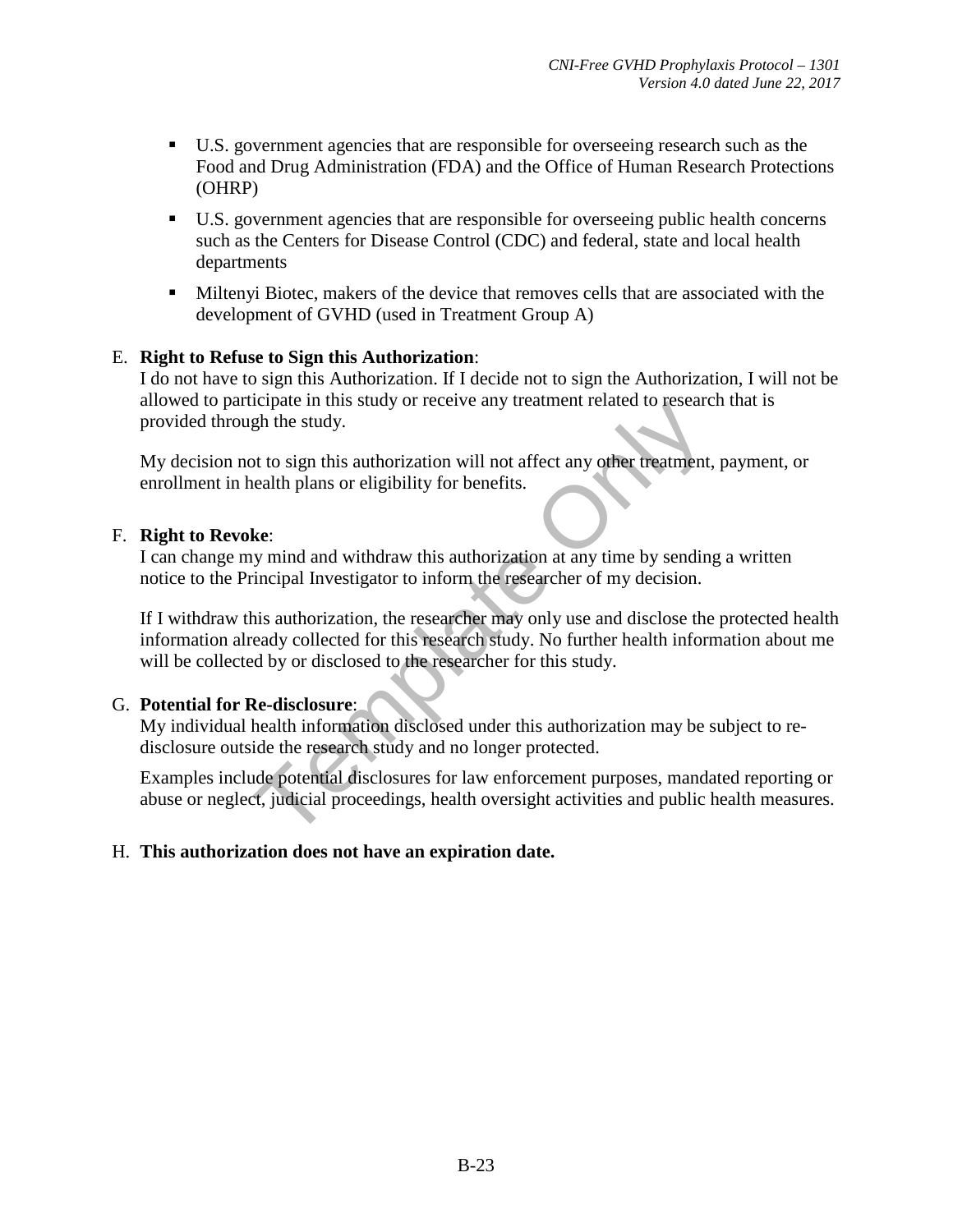- U.S. government agencies that are responsible for overseeing research such as the Food and Drug Administration (FDA) and the Office of Human Research Protections (OHRP)
- U.S. government agencies that are responsible for overseeing public health concerns such as the Centers for Disease Control (CDC) and federal, state and local health departments
- Miltenyi Biotec, makers of the device that removes cells that are associated with the development of GVHD (used in Treatment Group A)

E. **Right to Refuse to Sign this Authorization**:
I do not have to sign this Authorization. If I decide not to sign the Authorization, I will not be allowed to participate in this study or receive any treatment related to research that is provided through the study.

My decision not to sign this authorization will not affect any other treatment, payment, or enrollment in health plans or eligibility for benefits.

F. **Right to Revoke**:
I can change my mind and withdraw this authorization at any time by sending a written notice to the Principal Investigator to inform the researcher of my decision.

If I withdraw this authorization, the researcher may only use and disclose the protected health information already collected for this research study. No further health information about me will be collected by or disclosed to the researcher for this study.

G. **Potential for Re-disclosure**:
My individual health information disclosed under this authorization may be subject to re-disclosure outside the research study and no longer protected.

Examples include potential disclosures for law enforcement purposes, mandated reporting or abuse or neglect, judicial proceedings, health oversight activities and public health measures.

H. **This authorization does not have an expiration date.**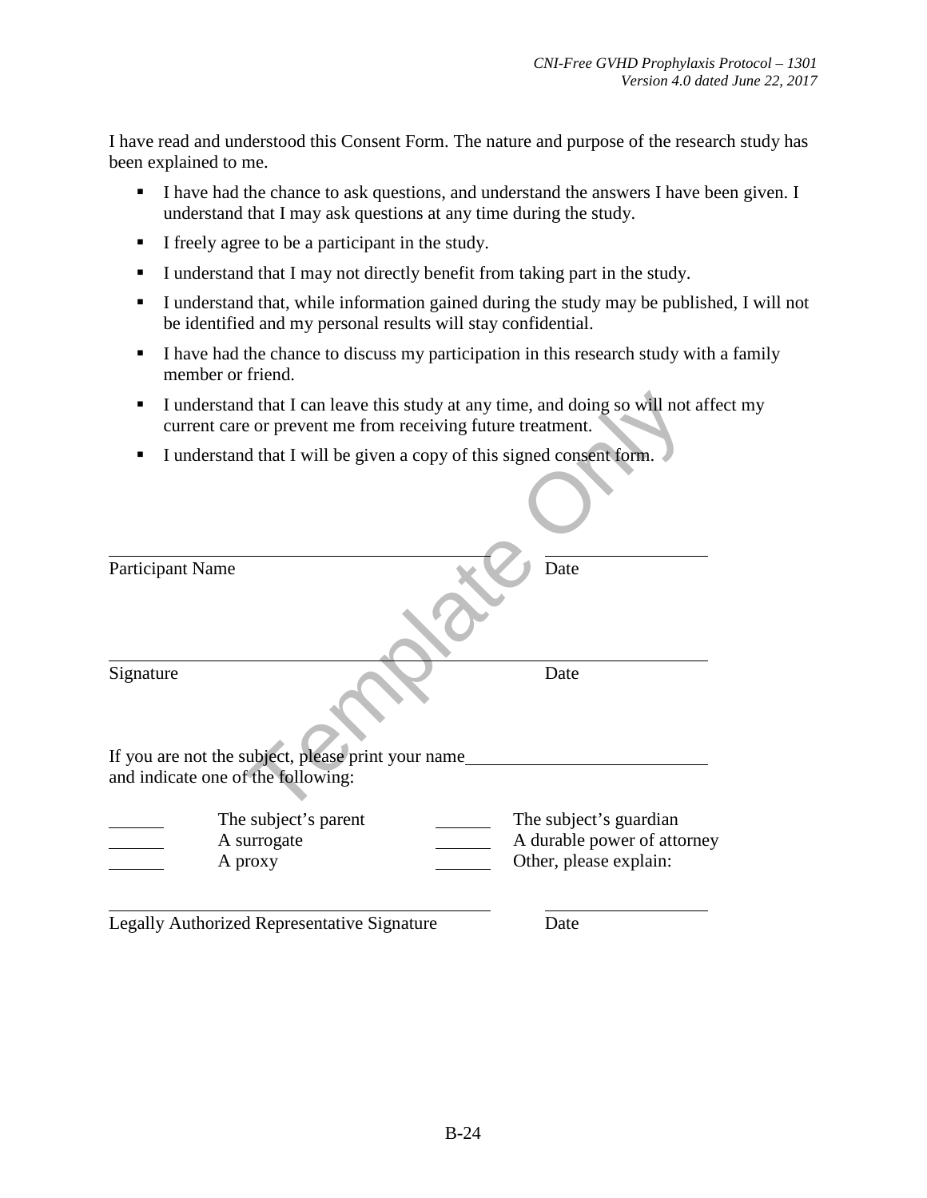I have read and understood this Consent Form. The nature and purpose of the research study has been explained to me.

- I have had the chance to ask questions, and understand the answers I have been given. I understand that I may ask questions at any time during the study.
- I freely agree to be a participant in the study.
- I understand that I may not directly benefit from taking part in the study.
- I understand that, while information gained during the study may be published, I will not be identified and my personal results will stay confidential.
- I have had the chance to discuss my participation in this research study with a family member or friend.
- I understand that I can leave this study at any time, and doing so will not affect my current care or prevent me from receiving future treatment.
- I understand that I will be given a copy of this signed consent form.

Template Only

\_\_\_\_\_\_\_\_\_\_\_\_\_\_\_\_\_\_\_\_\_\_\_\_\_\_\_\_\_\_\_\_\_\_\_\_\_\_\_\_ \_\_\_\_\_\_\_\_\_\_\_\_\_\_\_\_\_\_

Participant Name Date

\_\_\_\_\_\_\_\_\_\_\_\_\_\_\_\_\_\_\_\_\_\_\_\_\_\_\_\_\_\_\_\_\_\_\_\_\_\_\_\_\_\_\_\_\_\_\_\_\_\_\_\_\_\_\_\_\_\_\_\_

Signature Date

If you are not the subject, please print your name\_\_\_\_\_\_\_\_\_\_\_\_\_\_\_\_\_\_\_\_\_\_\_\_\_\_
and indicate one of the following:

\_\_\_\_\_\_ The subject's parent \_\_\_\_\_\_ The subject's guardian
\_\_\_\_\_\_ A surrogate \_\_\_\_\_\_ A durable power of attorney
\_\_\_\_\_\_ A proxy \_\_\_\_\_\_ Other, please explain:

\_\_\_\_\_\_\_\_\_\_\_\_\_\_\_\_\_\_\_\_\_\_\_\_\_\_\_\_\_\_\_\_\_\_\_\_\_\_\_\_ \_\_\_\_\_\_\_\_\_\_\_\_\_\_\_\_\_\_

Legally Authorized Representative Signature Date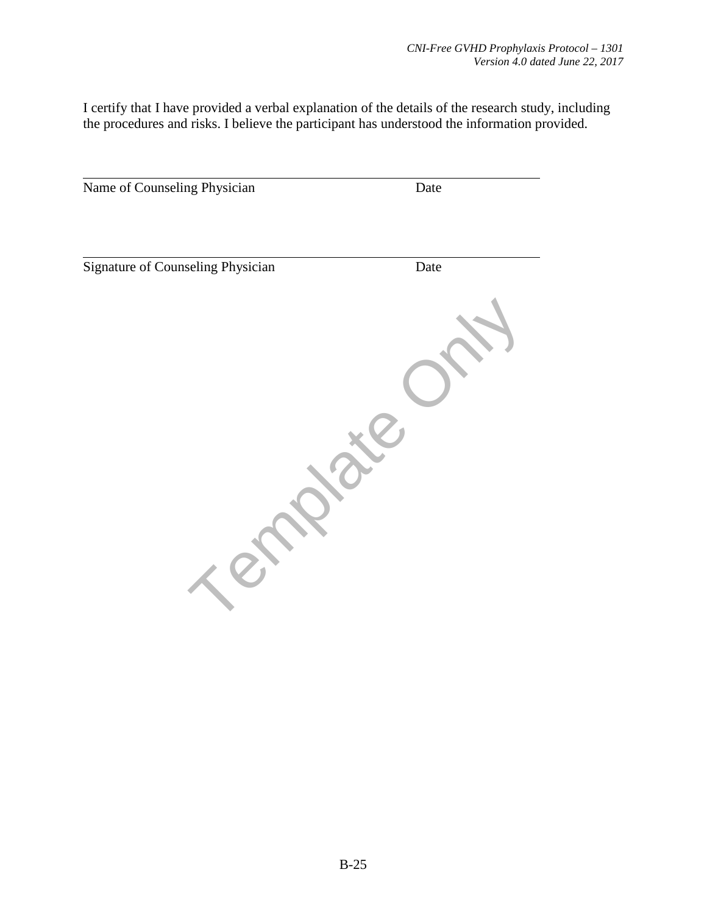I certify that I have provided a verbal explanation of the details of the research study, including the procedures and risks. I believe the participant has understood the information provided.

\_\_\_\_\_\_\_\_\_\_\_\_\_\_\_\_\_\_\_\_\_\_\_\_\_\_\_\_\_\_\_\_\_\_\_\_\_\_\_\_\_\_\_\_\_\_\_\_\_\_\_\_\_\_\_\_\_\_\_\_

Name of Counseling Physician Date

\_\_\_\_\_\_\_\_\_\_\_\_\_\_\_\_\_\_\_\_\_\_\_\_\_\_\_\_\_\_\_\_\_\_\_\_\_\_\_\_\_\_\_\_\_\_\_\_\_\_\_\_\_\_\_\_\_\_\_\_

Signature of Counseling Physician Date

Template Only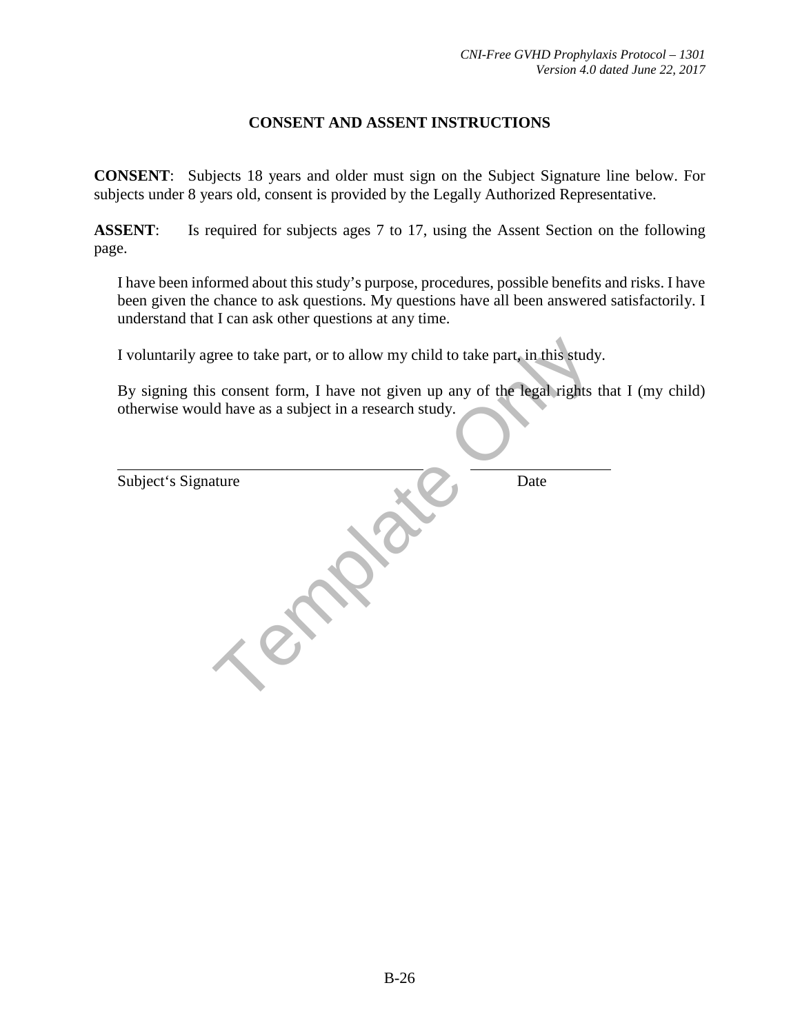# CONSENT AND ASSENT INSTRUCTIONS

**CONSENT**: Subjects 18 years and older must sign on the Subject Signature line below. For subjects under 8 years old, consent is provided by the Legally Authorized Representative.

**ASSENT**: Is required for subjects ages 7 to 17, using the Assent Section on the following page.

I have been informed about this study's purpose, procedures, possible benefits and risks. I have been given the chance to ask questions. My questions have all been answered satisfactorily. I understand that I can ask other questions at any time.

I voluntarily agree to take part, or to allow my child to take part, in this study.

By signing this consent form, I have not given up any of the legal rights that I (my child) otherwise would have as a subject in a research study.

______________________________________ ____________________

Subject's Signature Date

Template Only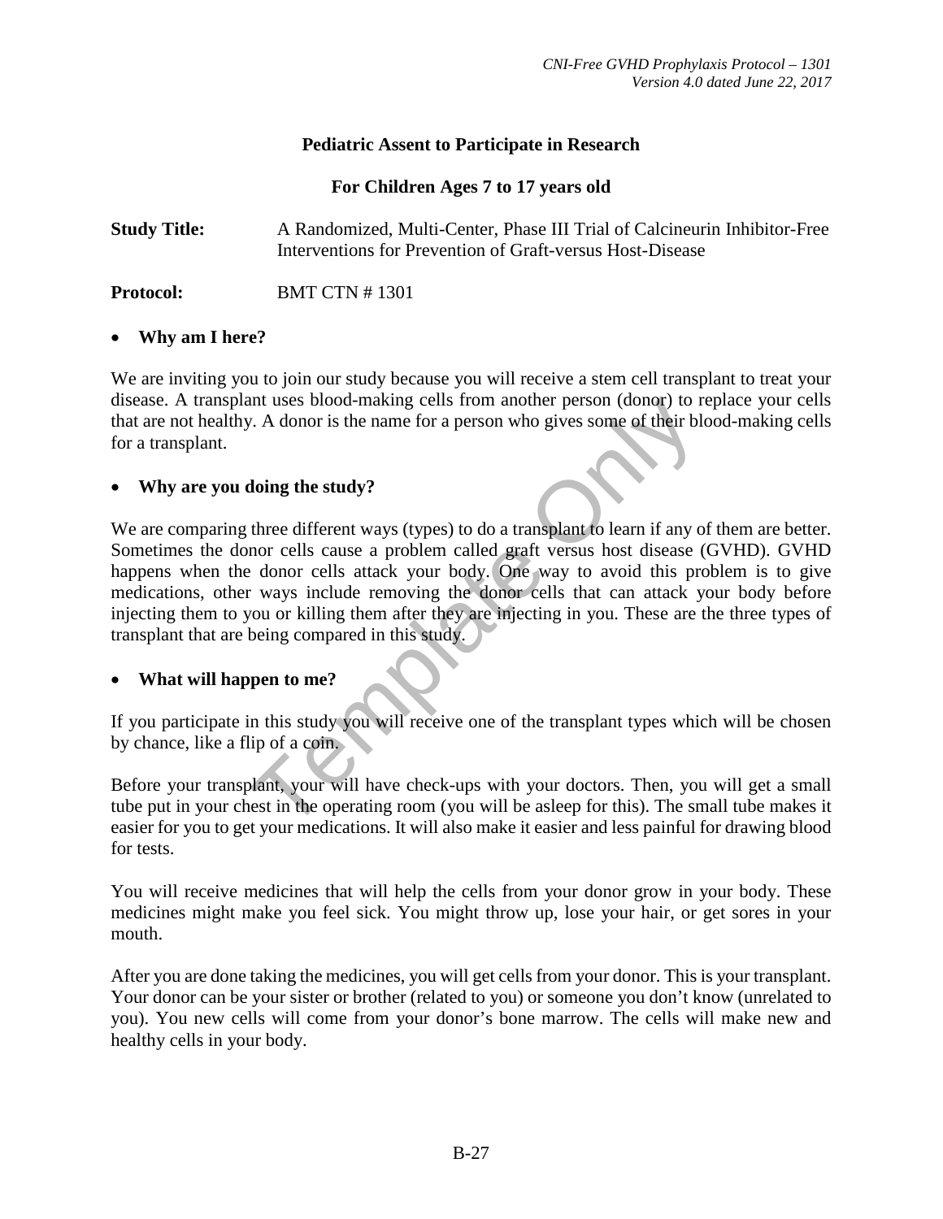**Pediatric Assent to Participate in Research**

**For Children Ages 7 to 17 years old**

**Study Title:** A Randomized, Multi-Center, Phase III Trial of Calcineurin Inhibitor-Free Interventions for Prevention of Graft-versus Host-Disease

**Protocol:** BMT CTN # 1301

- **Why am I here?**

We are inviting you to join our study because you will receive a stem cell transplant to treat your disease. A transplant uses blood-making cells from another person (donor) to replace your cells that are not healthy. A donor is the name for a person who gives some of their blood-making cells for a transplant.

- **Why are you doing the study?**

We are comparing three different ways (types) to do a transplant to learn if any of them are better. Sometimes the donor cells cause a problem called graft versus host disease (GVHD). GVHD happens when the donor cells attack your body. One way to avoid this problem is to give medications, other ways include removing the donor cells that can attack your body before injecting them to you or killing them after they are injecting in you. These are the three types of transplant that are being compared in this study.

- **What will happen to me?**

If you participate in this study you will receive one of the transplant types which will be chosen by chance, like a flip of a coin.

Before your transplant, your will have check-ups with your doctors. Then, you will get a small tube put in your chest in the operating room (you will be asleep for this). The small tube makes it easier for you to get your medications. It will also make it easier and less painful for drawing blood for tests.

You will receive medicines that will help the cells from your donor grow in your body. These medicines might make you feel sick. You might throw up, lose your hair, or get sores in your mouth.

After you are done taking the medicines, you will get cells from your donor. This is your transplant. Your donor can be your sister or brother (related to you) or someone you don't know (unrelated to you). You new cells will come from your donor's bone marrow. The cells will make new and healthy cells in your body.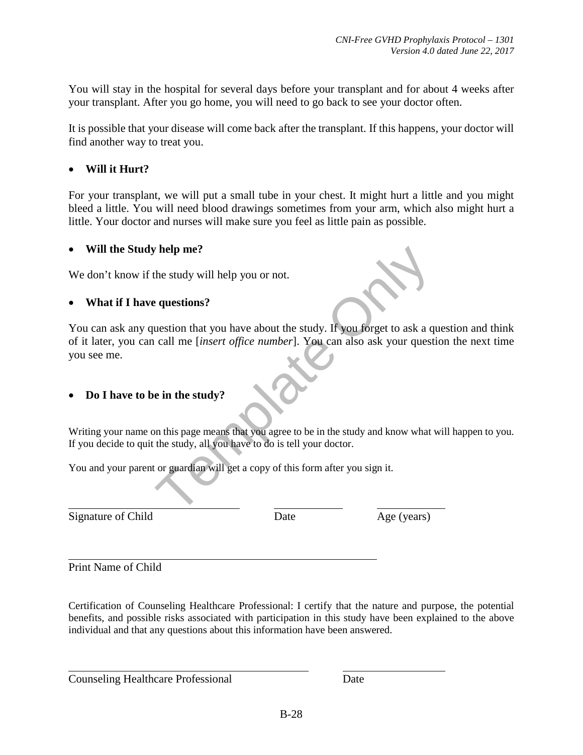You will stay in the hospital for several days before your transplant and for about 4 weeks after your transplant. After you go home, you will need to go back to see your doctor often.

It is possible that your disease will come back after the transplant. If this happens, your doctor will find another way to treat you.

- **Will it Hurt?**

For your transplant, we will put a small tube in your chest. It might hurt a little and you might bleed a little. You will need blood drawings sometimes from your arm, which also might hurt a little. Your doctor and nurses will make sure you feel as little pain as possible.

- **Will the Study help me?**

We don't know if the study will help you or not.

- **What if I have questions?**

You can ask any question that you have about the study. If you forget to ask a question and think of it later, you can call me [*insert office number*]. You can also ask your question the next time you see me.

- **Do I have to be in the study?**

Writing your name on this page means that you agree to be in the study and know what will happen to you. If you decide to quit the study, all you have to do is tell your doctor.

You and your parent or guardian will get a copy of this form after you sign it.

______________________________ ____________ ____________
Signature of Child Date Age (years)

______________________________________________
Print Name of Child

Certification of Counseling Healthcare Professional: I certify that the nature and purpose, the potential benefits, and possible risks associated with participation in this study have been explained to the above individual and that any questions about this information have been answered.

______________________________________ __________________
Counseling Healthcare Professional Date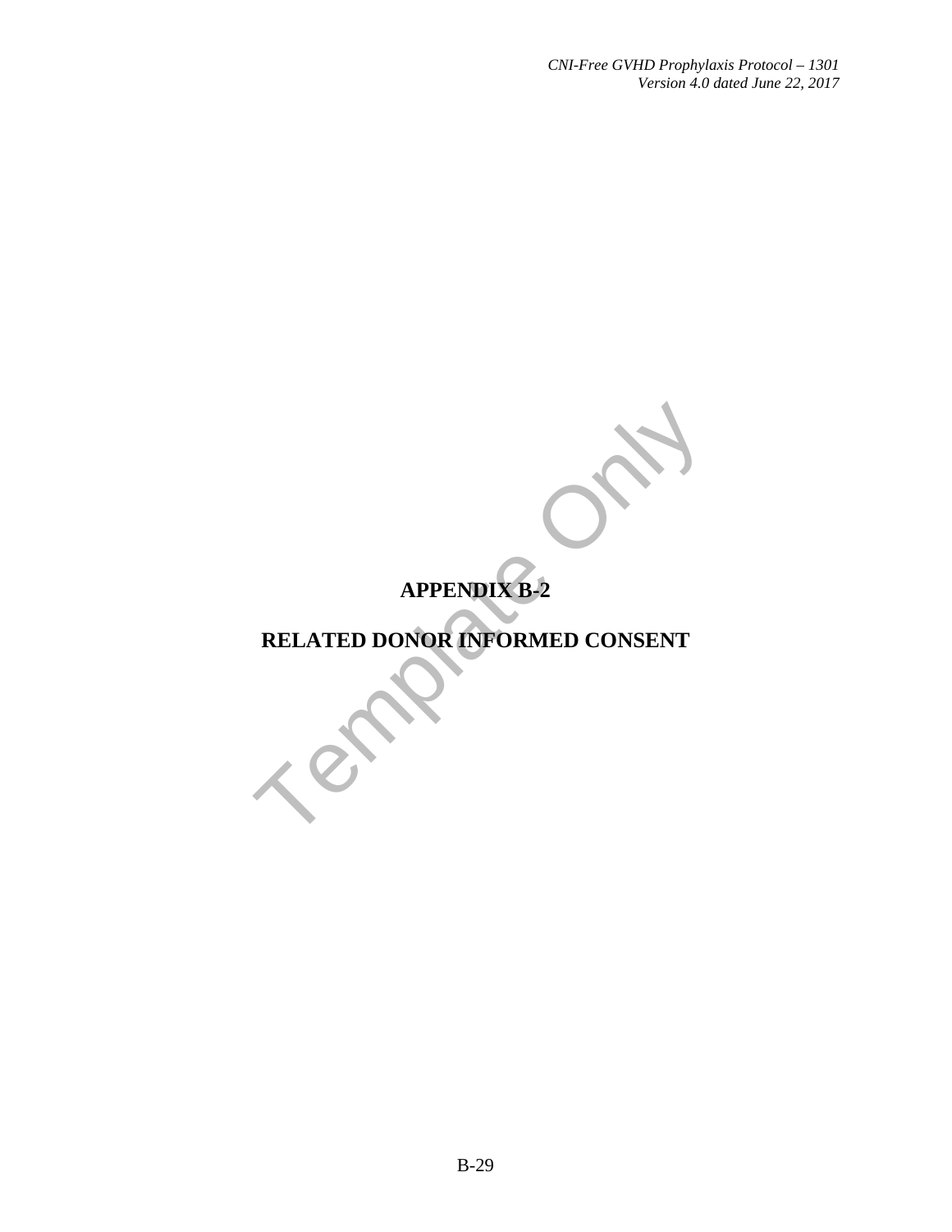# APPENDIX B-2

# RELATED DONOR INFORMED CONSENT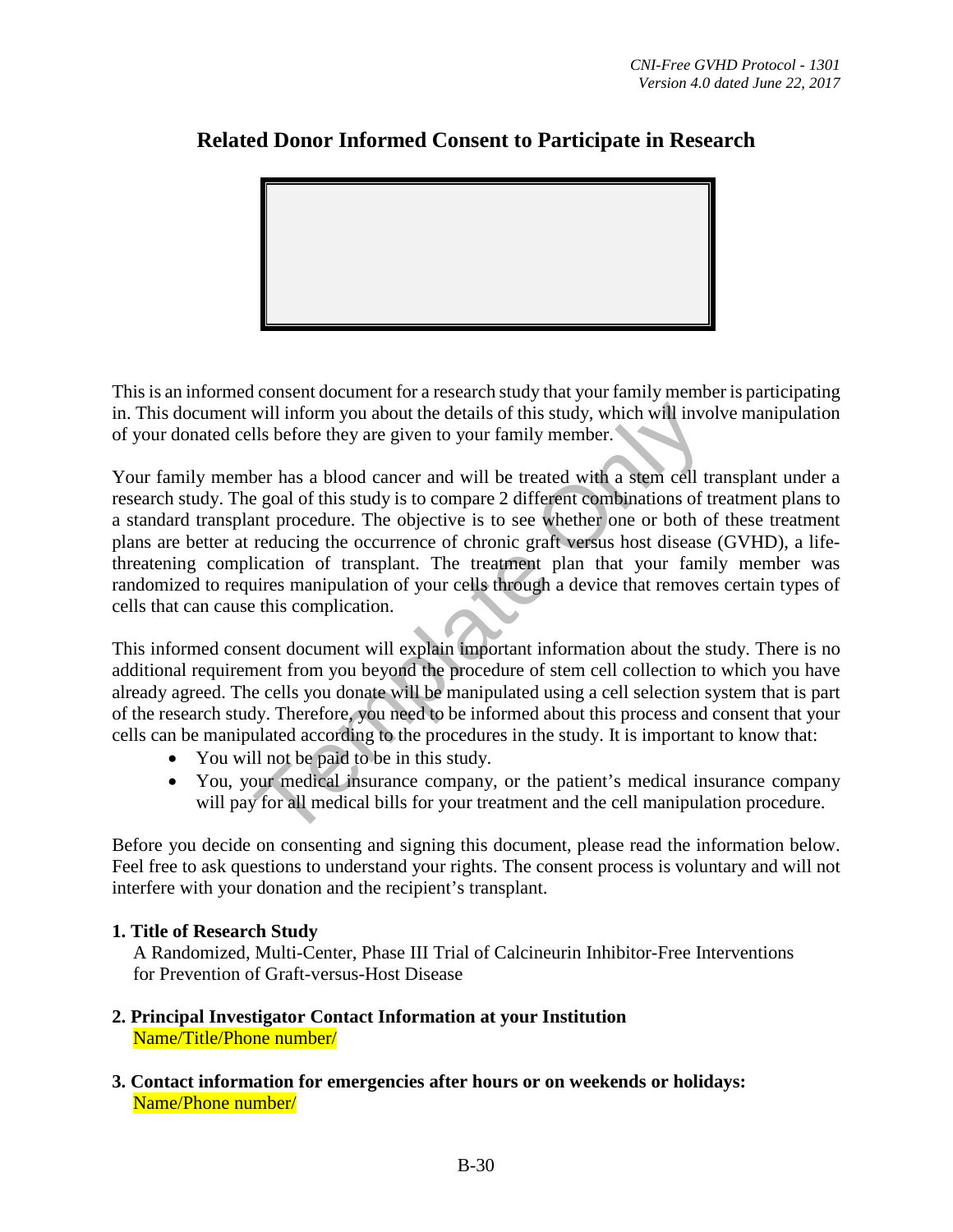# Related Donor Informed Consent to Participate in Research

This is an informed consent document for a research study that your family member is participating in. This document will inform you about the details of this study, which will involve manipulation of your donated cells before they are given to your family member.

Your family member has a blood cancer and will be treated with a stem cell transplant under a research study. The goal of this study is to compare 2 different combinations of treatment plans to a standard transplant procedure. The objective is to see whether one or both of these treatment plans are better at reducing the occurrence of chronic graft versus host disease (GVHD), a life-threatening complication of transplant. The treatment plan that your family member was randomized to requires manipulation of your cells through a device that removes certain types of cells that can cause this complication.

This informed consent document will explain important information about the study. There is no additional requirement from you beyond the procedure of stem cell collection to which you have already agreed. The cells you donate will be manipulated using a cell selection system that is part of the research study. Therefore, you need to be informed about this process and consent that your cells can be manipulated according to the procedures in the study. It is important to know that:

- You will not be paid to be in this study.
- You, your medical insurance company, or the patient's medical insurance company will pay for all medical bills for your treatment and the cell manipulation procedure.

Before you decide on consenting and signing this document, please read the information below. Feel free to ask questions to understand your rights. The consent process is voluntary and will not interfere with your donation and the recipient's transplant.

**1. Title of Research Study**

A Randomized, Multi-Center, Phase III Trial of Calcineurin Inhibitor-Free Interventions for Prevention of Graft-versus-Host Disease

**2. Principal Investigator Contact Information at your Institution**

Name/Title/Phone number/

**3. Contact information for emergencies after hours or on weekends or holidays:**

Name/Phone number/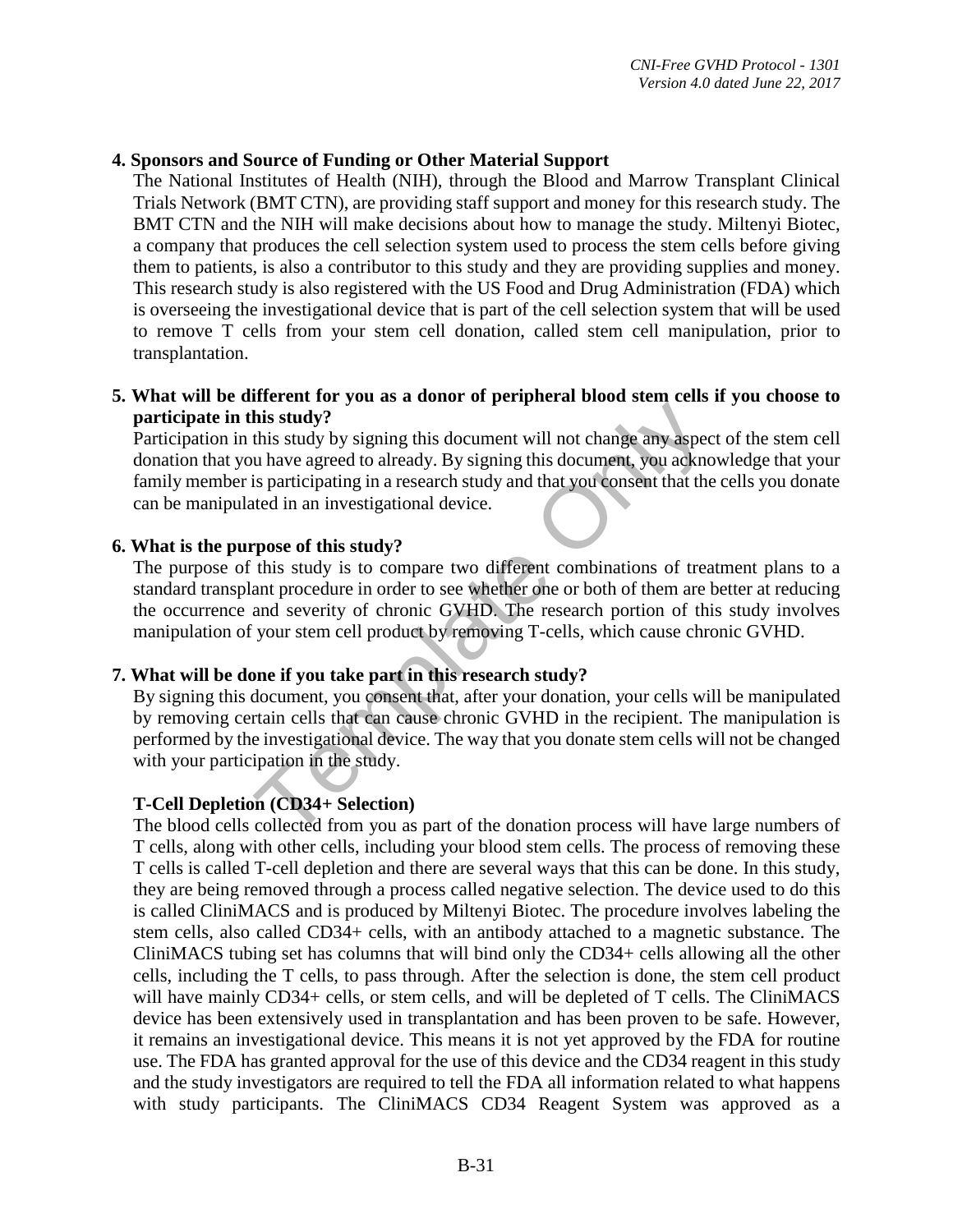**4. Sponsors and Source of Funding or Other Material Support**

The National Institutes of Health (NIH), through the Blood and Marrow Transplant Clinical Trials Network (BMT CTN), are providing staff support and money for this research study. The BMT CTN and the NIH will make decisions about how to manage the study. Miltenyi Biotec, a company that produces the cell selection system used to process the stem cells before giving them to patients, is also a contributor to this study and they are providing supplies and money. This research study is also registered with the US Food and Drug Administration (FDA) which is overseeing the investigational device that is part of the cell selection system that will be used to remove T cells from your stem cell donation, called stem cell manipulation, prior to transplantation.

**5. What will be different for you as a donor of peripheral blood stem cells if you choose to participate in this study?**

Participation in this study by signing this document will not change any aspect of the stem cell donation that you have agreed to already. By signing this document, you acknowledge that your family member is participating in a research study and that you consent that the cells you donate can be manipulated in an investigational device.

**6. What is the purpose of this study?**

The purpose of this study is to compare two different combinations of treatment plans to a standard transplant procedure in order to see whether one or both of them are better at reducing the occurrence and severity of chronic GVHD. The research portion of this study involves manipulation of your stem cell product by removing T-cells, which cause chronic GVHD.

**7. What will be done if you take part in this research study?**

By signing this document, you consent that, after your donation, your cells will be manipulated by removing certain cells that can cause chronic GVHD in the recipient. The manipulation is performed by the investigational device. The way that you donate stem cells will not be changed with your participation in the study.

**T-Cell Depletion (CD34+ Selection)**

The blood cells collected from you as part of the donation process will have large numbers of T cells, along with other cells, including your blood stem cells. The process of removing these T cells is called T-cell depletion and there are several ways that this can be done. In this study, they are being removed through a process called negative selection. The device used to do this is called CliniMACS and is produced by Miltenyi Biotec. The procedure involves labeling the stem cells, also called CD34+ cells, with an antibody attached to a magnetic substance. The CliniMACS tubing set has columns that will bind only the CD34+ cells allowing all the other cells, including the T cells, to pass through. After the selection is done, the stem cell product will have mainly CD34+ cells, or stem cells, and will be depleted of T cells. The CliniMACS device has been extensively used in transplantation and has been proven to be safe. However, it remains an investigational device. This means it is not yet approved by the FDA for routine use. The FDA has granted approval for the use of this device and the CD34 reagent in this study and the study investigators are required to tell the FDA all information related to what happens with study participants. The CliniMACS CD34 Reagent System was approved as a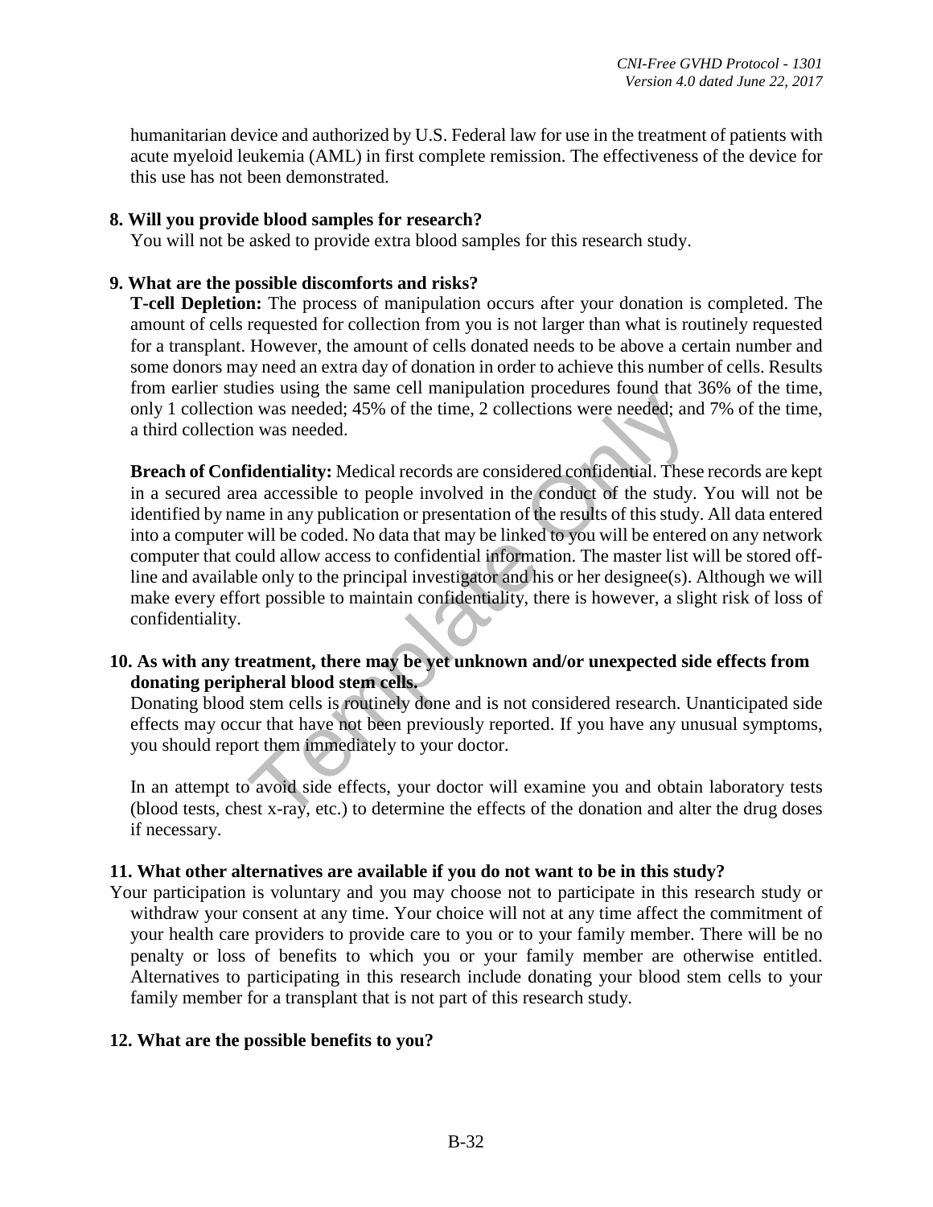humanitarian device and authorized by U.S. Federal law for use in the treatment of patients with acute myeloid leukemia (AML) in first complete remission. The effectiveness of the device for this use has not been demonstrated.

**8. Will you provide blood samples for research?**

You will not be asked to provide extra blood samples for this research study.

**9. What are the possible discomforts and risks?**

**T-cell Depletion:** The process of manipulation occurs after your donation is completed. The amount of cells requested for collection from you is not larger than what is routinely requested for a transplant. However, the amount of cells donated needs to be above a certain number and some donors may need an extra day of donation in order to achieve this number of cells. Results from earlier studies using the same cell manipulation procedures found that 36% of the time, only 1 collection was needed; 45% of the time, 2 collections were needed; and 7% of the time, a third collection was needed.

**Breach of Confidentiality:** Medical records are considered confidential. These records are kept in a secured area accessible to people involved in the conduct of the study. You will not be identified by name in any publication or presentation of the results of this study. All data entered into a computer will be coded. No data that may be linked to you will be entered on any network computer that could allow access to confidential information. The master list will be stored off-line and available only to the principal investigator and his or her designee(s). Although we will make every effort possible to maintain confidentiality, there is however, a slight risk of loss of confidentiality.

**10. As with any treatment, there may be yet unknown and/or unexpected side effects from donating peripheral blood stem cells.**

Donating blood stem cells is routinely done and is not considered research. Unanticipated side effects may occur that have not been previously reported. If you have any unusual symptoms, you should report them immediately to your doctor.

In an attempt to avoid side effects, your doctor will examine you and obtain laboratory tests (blood tests, chest x-ray, etc.) to determine the effects of the donation and alter the drug doses if necessary.

**11. What other alternatives are available if you do not want to be in this study?**

Your participation is voluntary and you may choose not to participate in this research study or withdraw your consent at any time. Your choice will not at any time affect the commitment of your health care providers to provide care to you or to your family member. There will be no penalty or loss of benefits to which you or your family member are otherwise entitled. Alternatives to participating in this research include donating your blood stem cells to your family member for a transplant that is not part of this research study.

**12. What are the possible benefits to you?**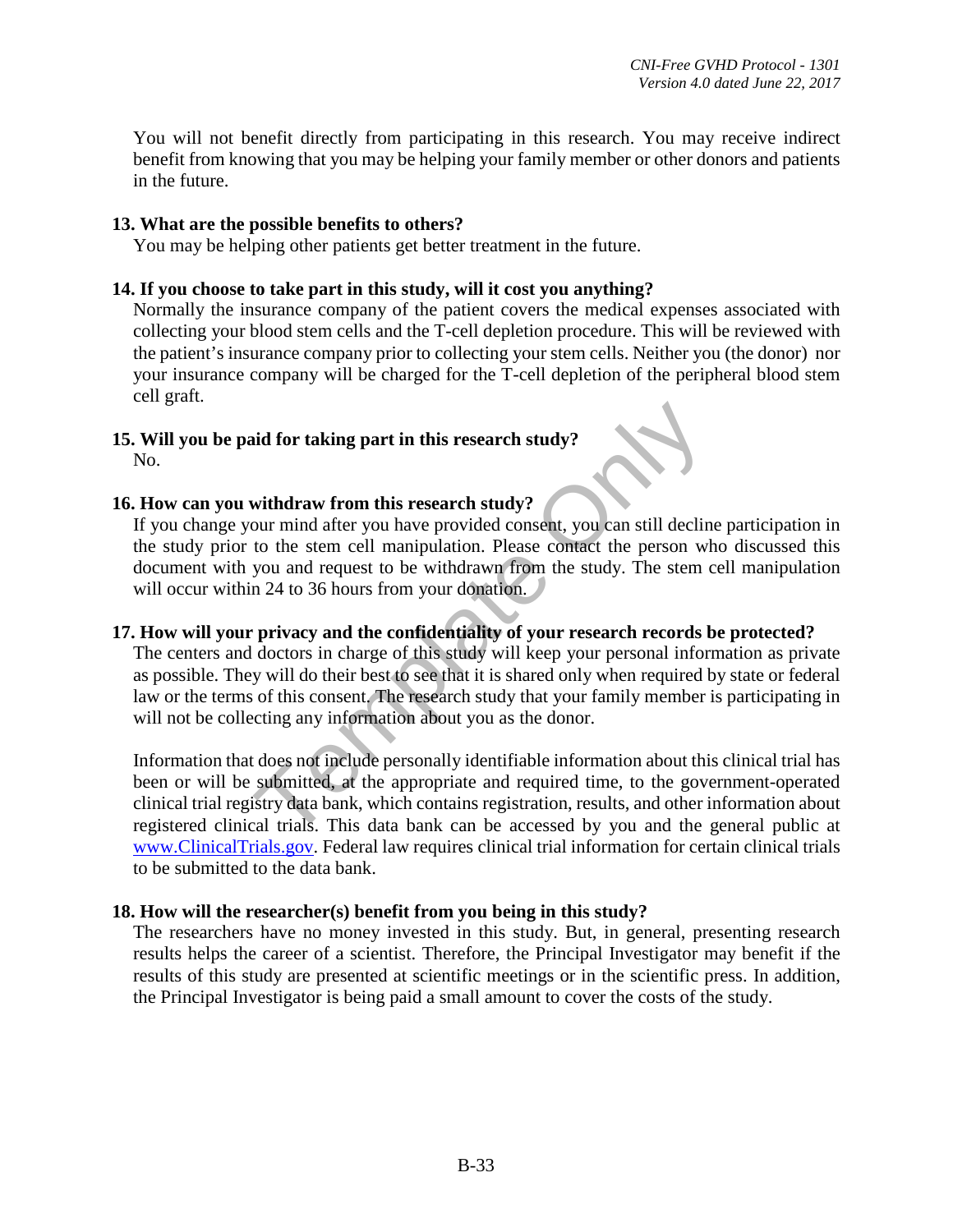You will not benefit directly from participating in this research. You may receive indirect benefit from knowing that you may be helping your family member or other donors and patients in the future.

**13. What are the possible benefits to others?**

You may be helping other patients get better treatment in the future.

**14. If you choose to take part in this study, will it cost you anything?**

Normally the insurance company of the patient covers the medical expenses associated with collecting your blood stem cells and the T-cell depletion procedure. This will be reviewed with the patient's insurance company prior to collecting your stem cells. Neither you (the donor) nor your insurance company will be charged for the T-cell depletion of the peripheral blood stem cell graft.

**15. Will you be paid for taking part in this research study?**

No.

**16. How can you withdraw from this research study?**

If you change your mind after you have provided consent, you can still decline participation in the study prior to the stem cell manipulation. Please contact the person who discussed this document with you and request to be withdrawn from the study. The stem cell manipulation will occur within 24 to 36 hours from your donation.

**17. How will your privacy and the confidentiality of your research records be protected?**

The centers and doctors in charge of this study will keep your personal information as private as possible. They will do their best to see that it is shared only when required by state or federal law or the terms of this consent. The research study that your family member is participating in will not be collecting any information about you as the donor.

Information that does not include personally identifiable information about this clinical trial has been or will be submitted, at the appropriate and required time, to the government-operated clinical trial registry data bank, which contains registration, results, and other information about registered clinical trials. This data bank can be accessed by you and the general public at www.ClinicalTrials.gov. Federal law requires clinical trial information for certain clinical trials to be submitted to the data bank.

**18. How will the researcher(s) benefit from you being in this study?**

The researchers have no money invested in this study. But, in general, presenting research results helps the career of a scientist. Therefore, the Principal Investigator may benefit if the results of this study are presented at scientific meetings or in the scientific press. In addition, the Principal Investigator is being paid a small amount to cover the costs of the study.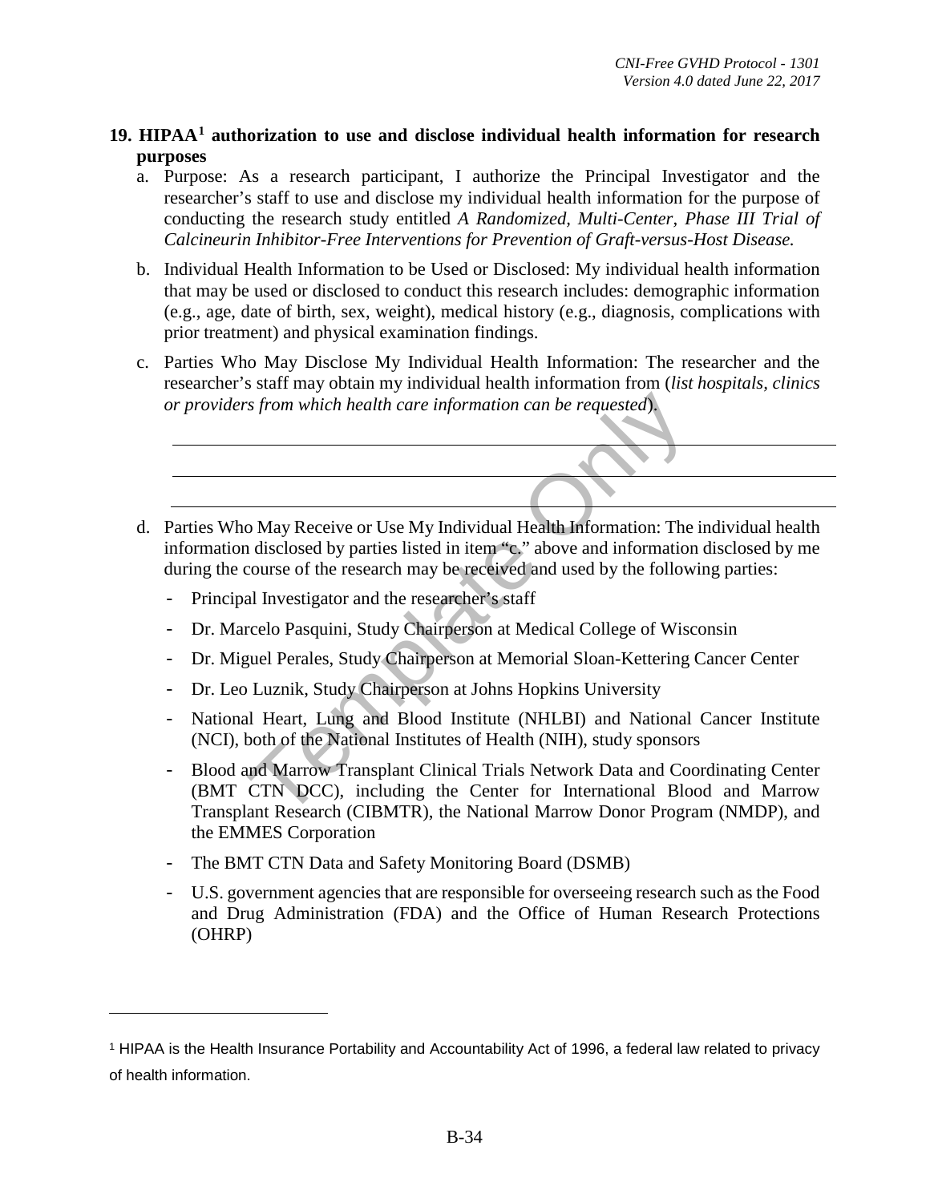## 19. HIPAA[1] authorization to use and disclose individual health information for research purposes

a. Purpose: As a research participant, I authorize the Principal Investigator and the researcher's staff to use and disclose my individual health information for the purpose of conducting the research study entitled *A Randomized, Multi-Center, Phase III Trial of Calcineurin Inhibitor-Free Interventions for Prevention of Graft-versus-Host Disease.*

b. Individual Health Information to be Used or Disclosed: My individual health information that may be used or disclosed to conduct this research includes: demographic information (e.g., age, date of birth, sex, weight), medical history (e.g., diagnosis, complications with prior treatment) and physical examination findings.

c. Parties Who May Disclose My Individual Health Information: The researcher and the researcher's staff may obtain my individual health information from (*list hospitals, clinics or providers from which health care information can be requested*).

______________________________________________

______________________________________________

______________________________________________

d. Parties Who May Receive or Use My Individual Health Information: The individual health information disclosed by parties listed in item "c." above and information disclosed by me during the course of the research may be received and used by the following parties:

- Principal Investigator and the researcher's staff
- Dr. Marcelo Pasquini, Study Chairperson at Medical College of Wisconsin
- Dr. Miguel Perales, Study Chairperson at Memorial Sloan-Kettering Cancer Center
- Dr. Leo Luznik, Study Chairperson at Johns Hopkins University
- National Heart, Lung and Blood Institute (NHLBI) and National Cancer Institute (NCI), both of the National Institutes of Health (NIH), study sponsors
- Blood and Marrow Transplant Clinical Trials Network Data and Coordinating Center (BMT CTN DCC), including the Center for International Blood and Marrow Transplant Research (CIBMTR), the National Marrow Donor Program (NMDP), and the EMMES Corporation
- The BMT CTN Data and Safety Monitoring Board (DSMB)
- U.S. government agencies that are responsible for overseeing research such as the Food and Drug Administration (FDA) and the Office of Human Research Protections (OHRP)

[1] HIPAA is the Health Insurance Portability and Accountability Act of 1996, a federal law related to privacy of health information.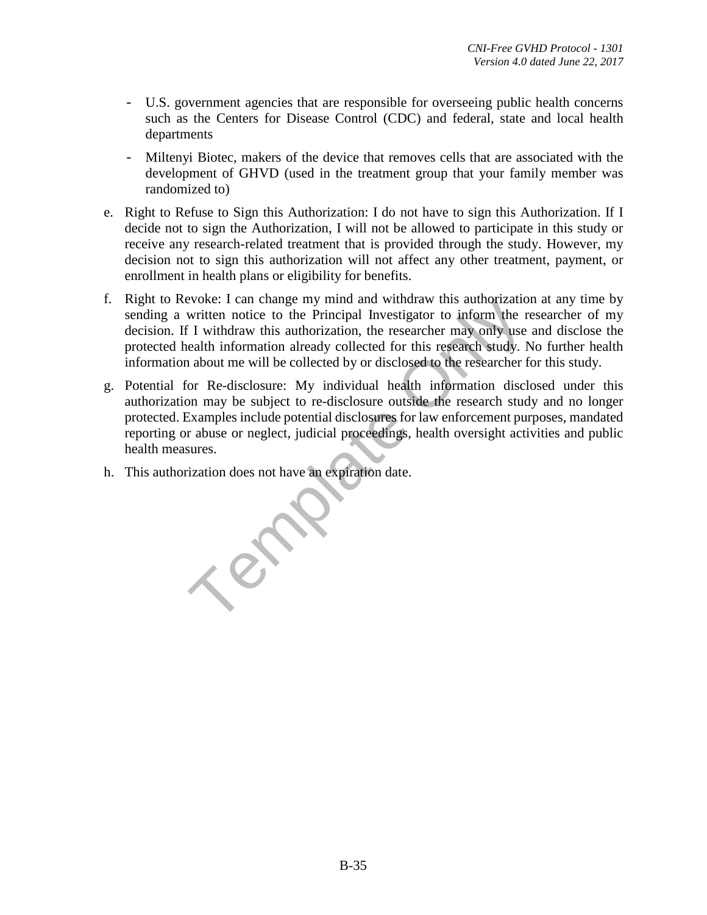- U.S. government agencies that are responsible for overseeing public health concerns such as the Centers for Disease Control (CDC) and federal, state and local health departments
- Miltenyi Biotec, makers of the device that removes cells that are associated with the development of GHVD (used in the treatment group that your family member was randomized to)

e. Right to Refuse to Sign this Authorization: I do not have to sign this Authorization. If I decide not to sign the Authorization, I will not be allowed to participate in this study or receive any research-related treatment that is provided through the study. However, my decision not to sign this authorization will not affect any other treatment, payment, or enrollment in health plans or eligibility for benefits.

f. Right to Revoke: I can change my mind and withdraw this authorization at any time by sending a written notice to the Principal Investigator to inform the researcher of my decision. If I withdraw this authorization, the researcher may only use and disclose the protected health information already collected for this research study. No further health information about me will be collected by or disclosed to the researcher for this study.

g. Potential for Re-disclosure: My individual health information disclosed under this authorization may be subject to re-disclosure outside the research study and no longer protected. Examples include potential disclosures for law enforcement purposes, mandated reporting or abuse or neglect, judicial proceedings, health oversight activities and public health measures.

h. This authorization does not have an expiration date.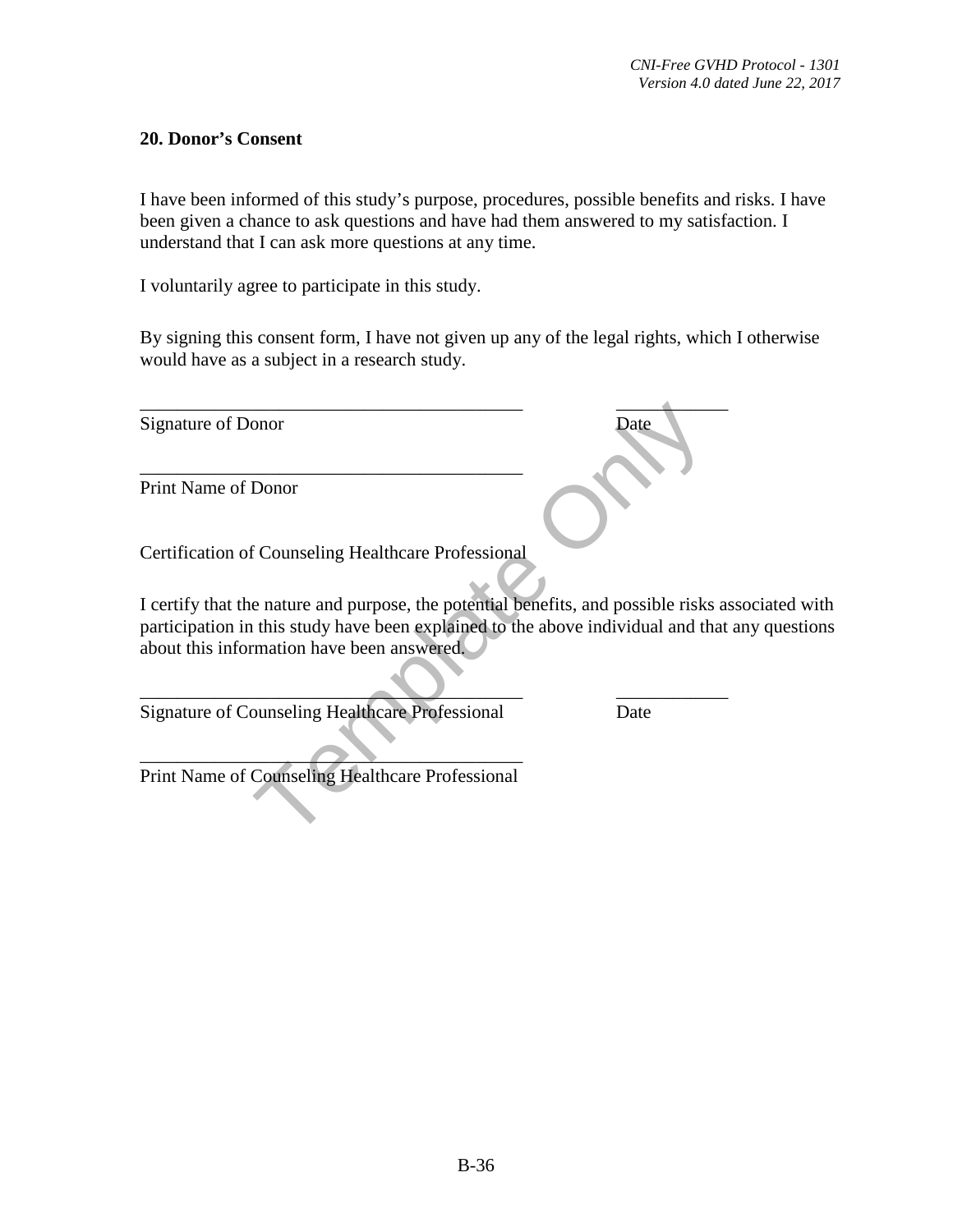## 20. Donor's Consent

I have been informed of this study's purpose, procedures, possible benefits and risks. I have been given a chance to ask questions and have had them answered to my satisfaction. I understand that I can ask more questions at any time.

I voluntarily agree to participate in this study.

By signing this consent form, I have not given up any of the legal rights, which I otherwise would have as a subject in a research study.

\_\_\_\_\_\_\_\_\_\_\_\_\_\_\_\_\_\_\_\_\_\_\_\_\_\_\_\_\_\_\_\_\_\_\_\_\_\_\_\_ \_\_\_\_\_\_\_\_\_\_\_\_
Signature of Donor Date

\_\_\_\_\_\_\_\_\_\_\_\_\_\_\_\_\_\_\_\_\_\_\_\_\_\_\_\_\_\_\_\_\_\_\_\_\_\_\_\_
Print Name of Donor

Certification of Counseling Healthcare Professional

I certify that the nature and purpose, the potential benefits, and possible risks associated with participation in this study have been explained to the above individual and that any questions about this information have been answered.

\_\_\_\_\_\_\_\_\_\_\_\_\_\_\_\_\_\_\_\_\_\_\_\_\_\_\_\_\_\_\_\_\_\_\_\_\_\_\_\_ \_\_\_\_\_\_\_\_\_\_\_\_
Signature of Counseling Healthcare Professional Date

\_\_\_\_\_\_\_\_\_\_\_\_\_\_\_\_\_\_\_\_\_\_\_\_\_\_\_\_\_\_\_\_\_\_\_\_\_\_\_\_
Print Name of Counseling Healthcare Professional

Template Only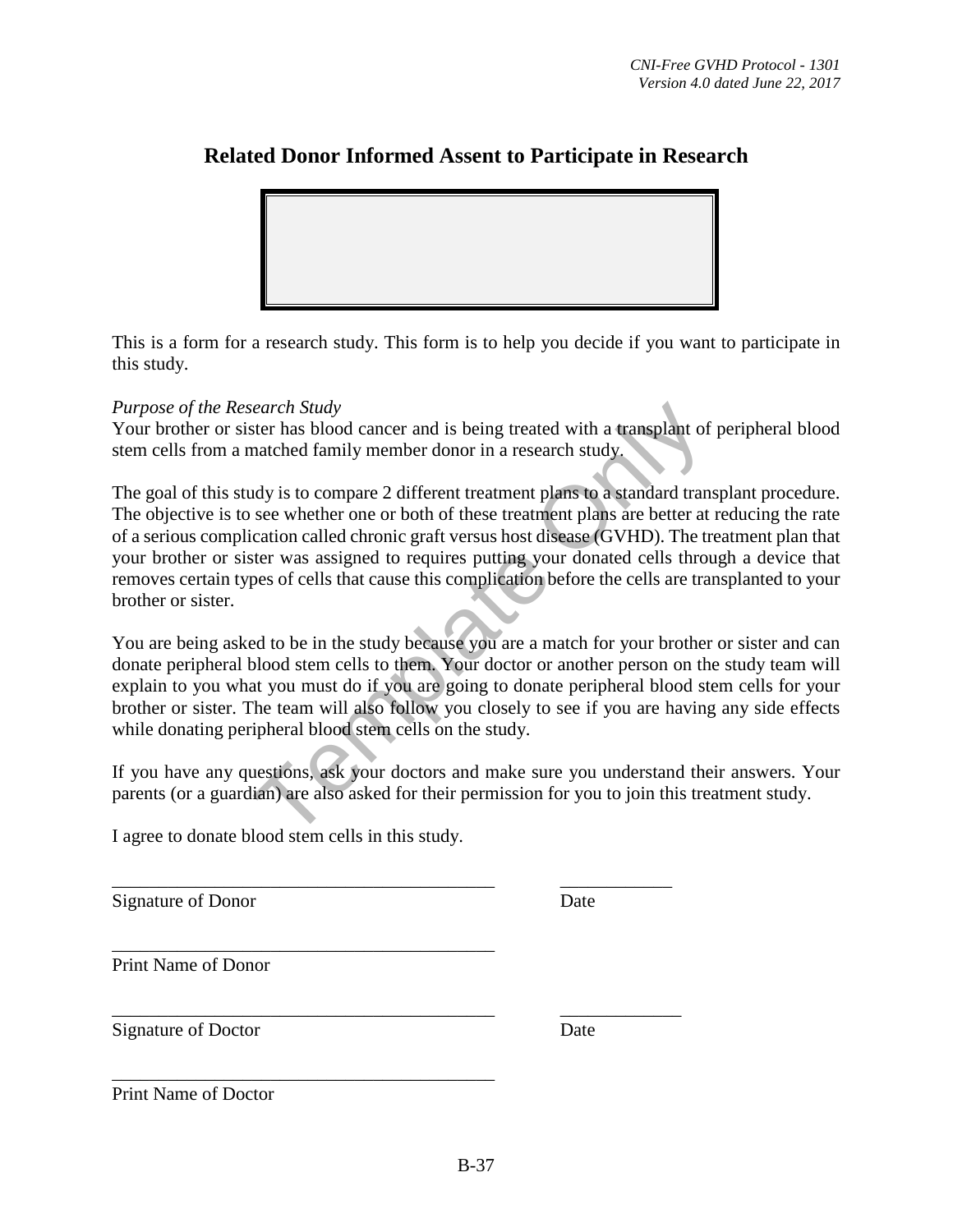# Related Donor Informed Assent to Participate in Research

This is a form for a research study. This form is to help you decide if you want to participate in this study.

*Purpose of the Research Study*

Your brother or sister has blood cancer and is being treated with a transplant of peripheral blood stem cells from a matched family member donor in a research study.

The goal of this study is to compare 2 different treatment plans to a standard transplant procedure. The objective is to see whether one or both of these treatment plans are better at reducing the rate of a serious complication called chronic graft versus host disease (GVHD). The treatment plan that your brother or sister was assigned to requires putting your donated cells through a device that removes certain types of cells that cause this complication before the cells are transplanted to your brother or sister.

You are being asked to be in the study because you are a match for your brother or sister and can donate peripheral blood stem cells to them. Your doctor or another person on the study team will explain to you what you must do if you are going to donate peripheral blood stem cells for your brother or sister. The team will also follow you closely to see if you are having any side effects while donating peripheral blood stem cells on the study.

If you have any questions, ask your doctors and make sure you understand their answers. Your parents (or a guardian) are also asked for their permission for you to join this treatment study.

I agree to donate blood stem cells in this study.

\_\_\_\_\_\_\_\_\_\_\_\_\_\_\_\_\_\_\_\_\_\_\_\_\_\_\_\_\_\_\_\_\_\_\_\_\_\_\_\_ \_\_\_\_\_\_\_\_\_\_\_\_

Signature of Donor Date

\_\_\_\_\_\_\_\_\_\_\_\_\_\_\_\_\_\_\_\_\_\_\_\_\_\_\_\_\_\_\_\_\_\_\_\_\_\_\_\_

Print Name of Donor

\_\_\_\_\_\_\_\_\_\_\_\_\_\_\_\_\_\_\_\_\_\_\_\_\_\_\_\_\_\_\_\_\_\_\_\_\_\_\_\_ \_\_\_\_\_\_\_\_\_\_\_\_\_

Signature of Doctor Date

\_\_\_\_\_\_\_\_\_\_\_\_\_\_\_\_\_\_\_\_\_\_\_\_\_\_\_\_\_\_\_\_\_\_\_\_\_\_\_\_

Print Name of Doctor